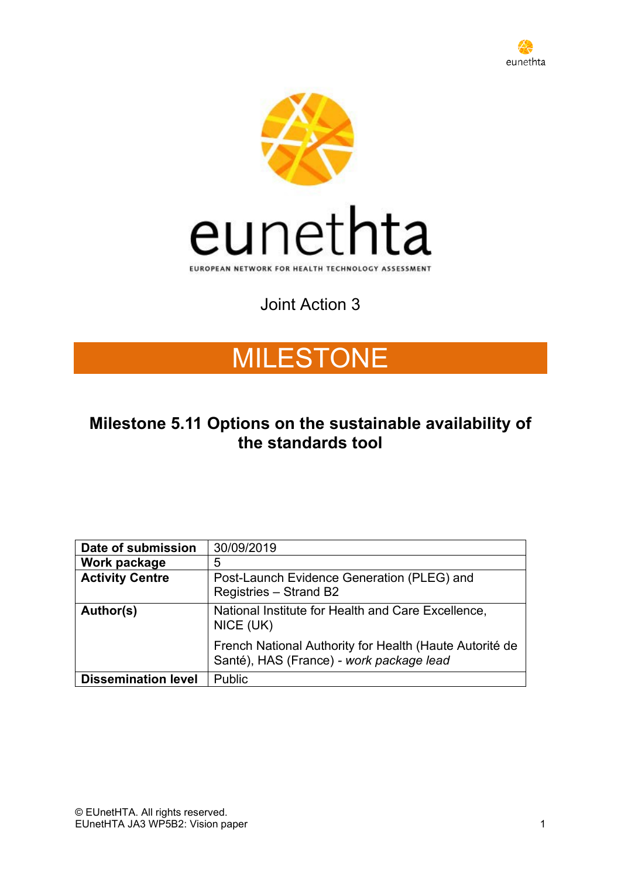eunethta

EUROPEAN NETWORK FOR HEALTH TECHNOLOGY ASSESSMENT

Joint Action 3

# MILESTONE

## Milestone 5.11 Options on the sustainable availability of the standards tool

| **Date of submission** | 30/09/2019 |
|---|---|
| **Work package** | 5 |
| **Activity Centre** | Post-Launch Evidence Generation (PLEG) and Registries – Strand B2 |
| **Author(s)** | National Institute for Health and Care Excellence, NICE (UK)<br><br>French National Authority for Health (Haute Autorité de Santé), HAS (France) - *work package lead* |
| **Dissemination level** | Public |

© EUnetHTA. All rights reserved.
EUnetHTA JA3 WP5B2: Vision paper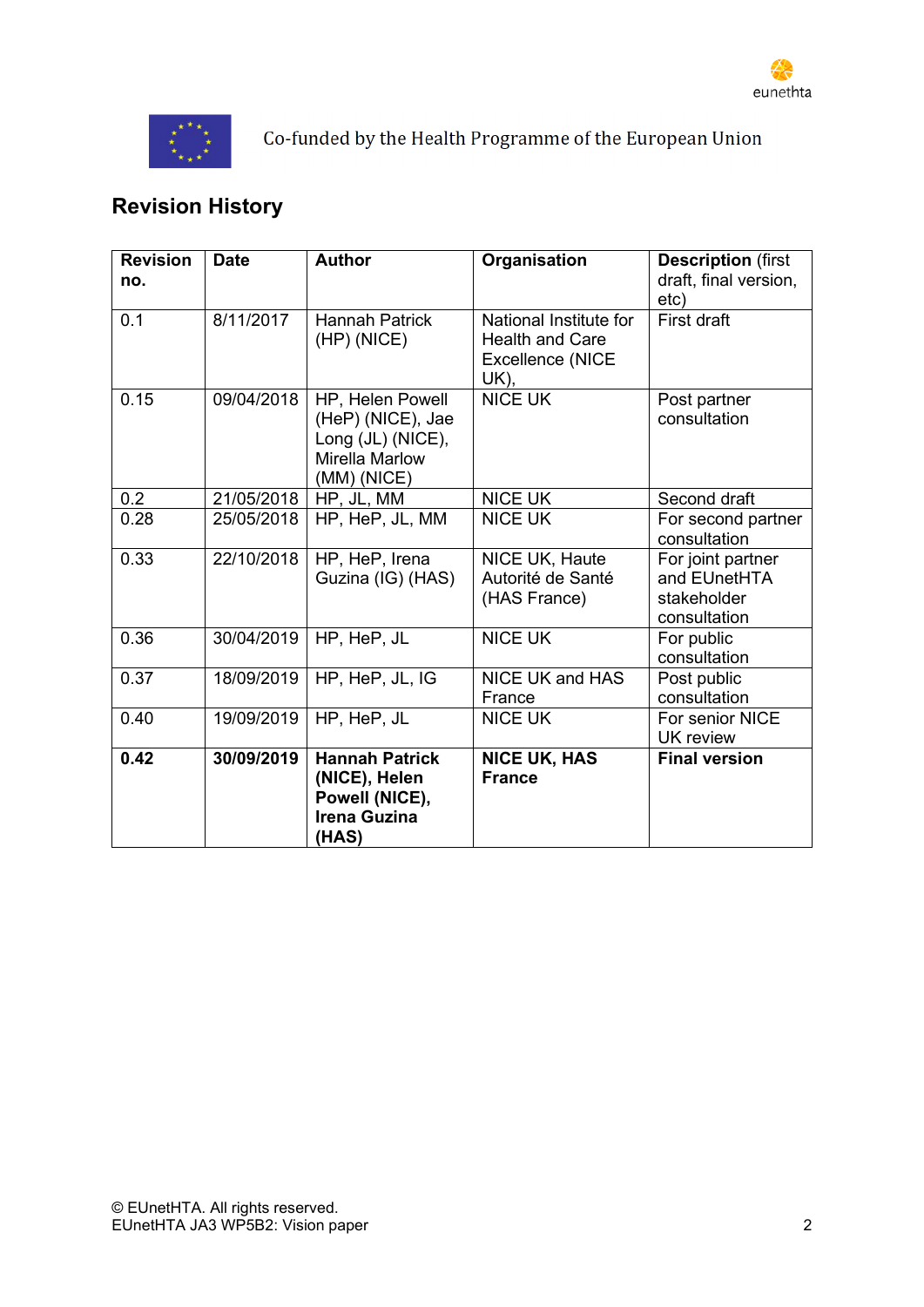Co-funded by the Health Programme of the European Union

## Revision History

| **Revision no.** | **Date** | **Author** | **Organisation** | **Description** (first draft, final version, etc) |
|---|---|---|---|---|
| 0.1 | 8/11/2017 | Hannah Patrick (HP) (NICE) | National Institute for Health and Care Excellence (NICE UK), | First draft |
| 0.15 | 09/04/2018 | HP, Helen Powell (HeP) (NICE), Jae Long (JL) (NICE), Mirella Marlow (MM) (NICE) | NICE UK | Post partner consultation |
| 0.2 | 21/05/2018 | HP, JL, MM | NICE UK | Second draft |
| 0.28 | 25/05/2018 | HP, HeP, JL, MM | NICE UK | For second partner consultation |
| 0.33 | 22/10/2018 | HP, HeP, Irena Guzina (IG) (HAS) | NICE UK, Haute Autorité de Santé (HAS France) | For joint partner and EUnetHTA stakeholder consultation |
| 0.36 | 30/04/2019 | HP, HeP, JL | NICE UK | For public consultation |
| 0.37 | 18/09/2019 | HP, HeP, JL, IG | NICE UK and HAS France | Post public consultation |
| 0.40 | 19/09/2019 | HP, HeP, JL | NICE UK | For senior NICE UK review |
| **0.42** | **30/09/2019** | **Hannah Patrick (NICE), Helen Powell (NICE), Irena Guzina (HAS)** | **NICE UK, HAS France** | **Final version** |

© EUnetHTA. All rights reserved.
EUnetHTA JA3 WP5B2: Vision paper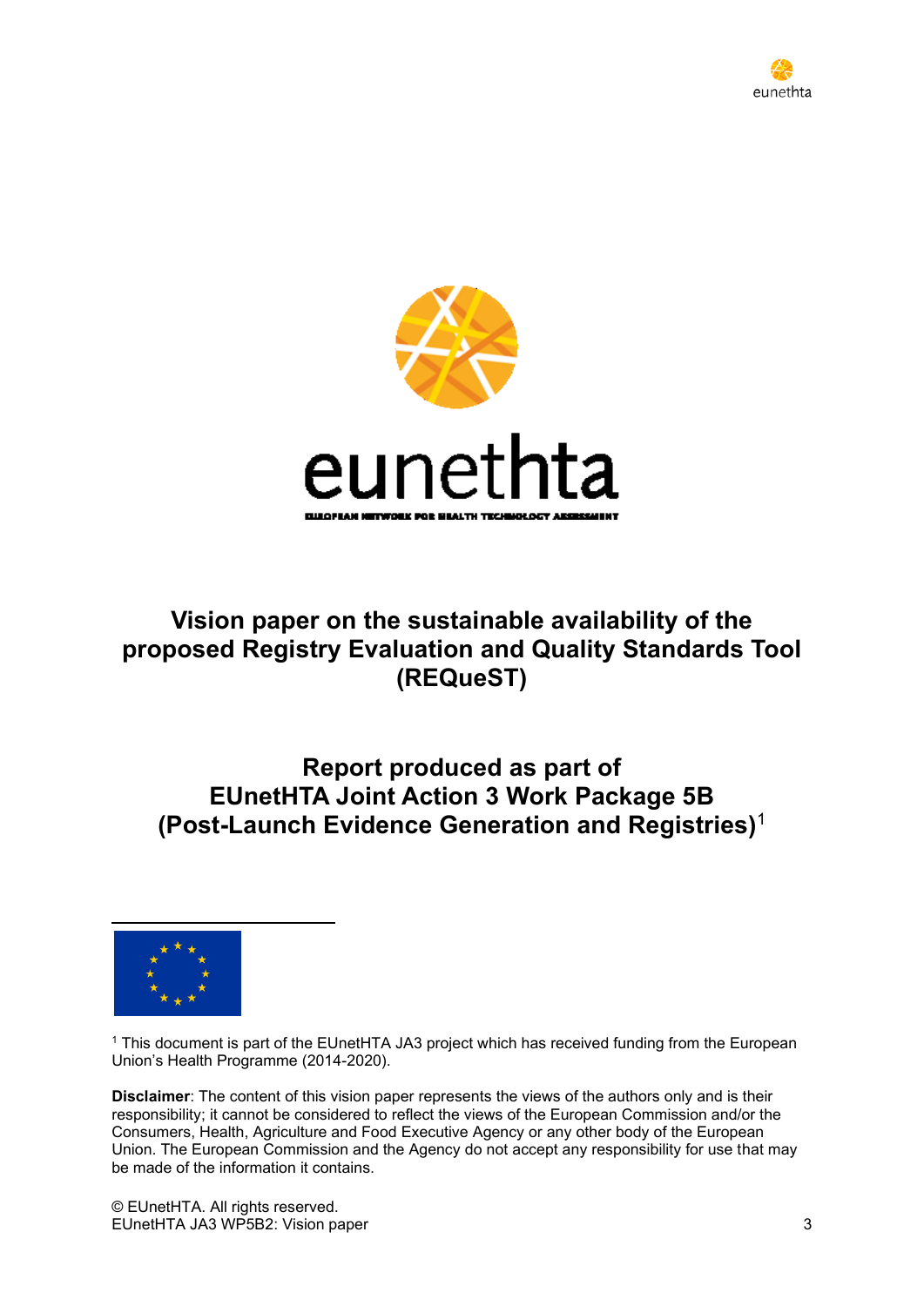# Vision paper on the sustainable availability of the proposed Registry Evaluation and Quality Standards Tool (REQueST)

## Report produced as part of EUnetHTA Joint Action 3 Work Package 5B (Post-Launch Evidence Generation and Registries)[1]

[1] This document is part of the EUnetHTA JA3 project which has received funding from the European Union's Health Programme (2014-2020).

**Disclaimer**: The content of this vision paper represents the views of the authors only and is their responsibility; it cannot be considered to reflect the views of the European Commission and/or the Consumers, Health, Agriculture and Food Executive Agency or any other body of the European Union. The European Commission and the Agency do not accept any responsibility for use that may be made of the information it contains.

© EUnetHTA. All rights reserved.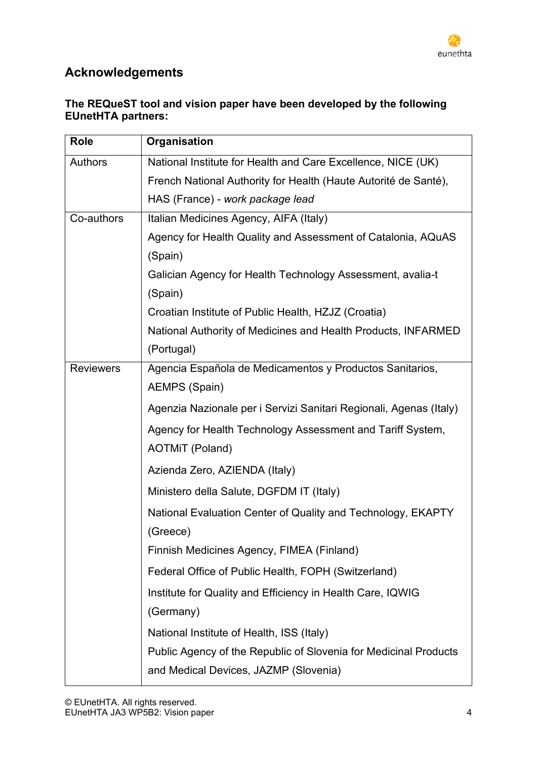## Acknowledgements

**The REQueST tool and vision paper have been developed by the following EUnetHTA partners:**

| Role | Organisation |
|---|---|
| Authors | National Institute for Health and Care Excellence, NICE (UK)<br>French National Authority for Health (Haute Autorité de Santé), HAS (France) - *work package lead* |
| Co-authors | Italian Medicines Agency, AIFA (Italy)<br>Agency for Health Quality and Assessment of Catalonia, AQuAS (Spain)<br>Galician Agency for Health Technology Assessment, avalia-t (Spain)<br>Croatian Institute of Public Health, HZJZ (Croatia)<br>National Authority of Medicines and Health Products, INFARMED (Portugal) |
| Reviewers | Agencia Española de Medicamentos y Productos Sanitarios, AEMPS (Spain)<br>Agenzia Nazionale per i Servizi Sanitari Regionali, Agenas (Italy)<br>Agency for Health Technology Assessment and Tariff System, AOTMiT (Poland)<br>Azienda Zero, AZIENDA (Italy)<br>Ministero della Salute, DGFDM IT (Italy)<br>National Evaluation Center of Quality and Technology, EKAPTY (Greece)<br>Finnish Medicines Agency, FIMEA (Finland)<br>Federal Office of Public Health, FOPH (Switzerland)<br>Institute for Quality and Efficiency in Health Care, IQWIG (Germany)<br>National Institute of Health, ISS (Italy)<br>Public Agency of the Republic of Slovenia for Medicinal Products and Medical Devices, JAZMP (Slovenia) |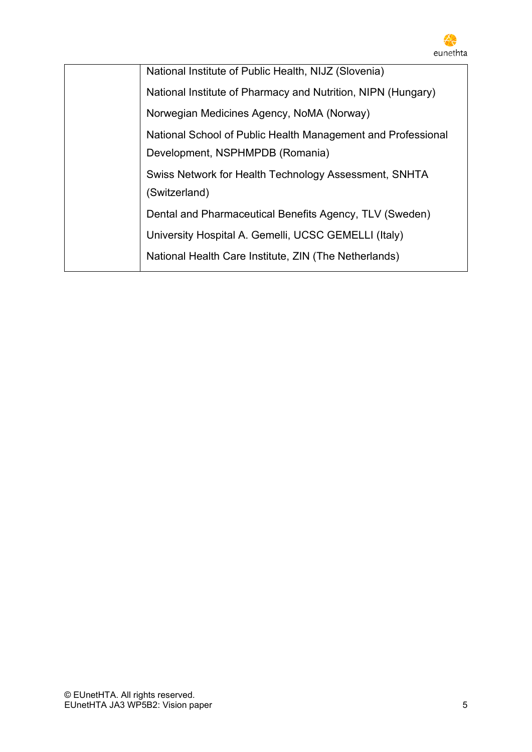| | |
|---|---|
| | National Institute of Public Health, NIJZ (Slovenia) |
| | National Institute of Pharmacy and Nutrition, NIPN (Hungary) |
| | Norwegian Medicines Agency, NoMA (Norway) |
| | National School of Public Health Management and Professional Development, NSPHMPDB (Romania) |
| | Swiss Network for Health Technology Assessment, SNHTA (Switzerland) |
| | Dental and Pharmaceutical Benefits Agency, TLV (Sweden) |
| | University Hospital A. Gemelli, UCSC GEMELLI (Italy) |
| | National Health Care Institute, ZIN (The Netherlands) |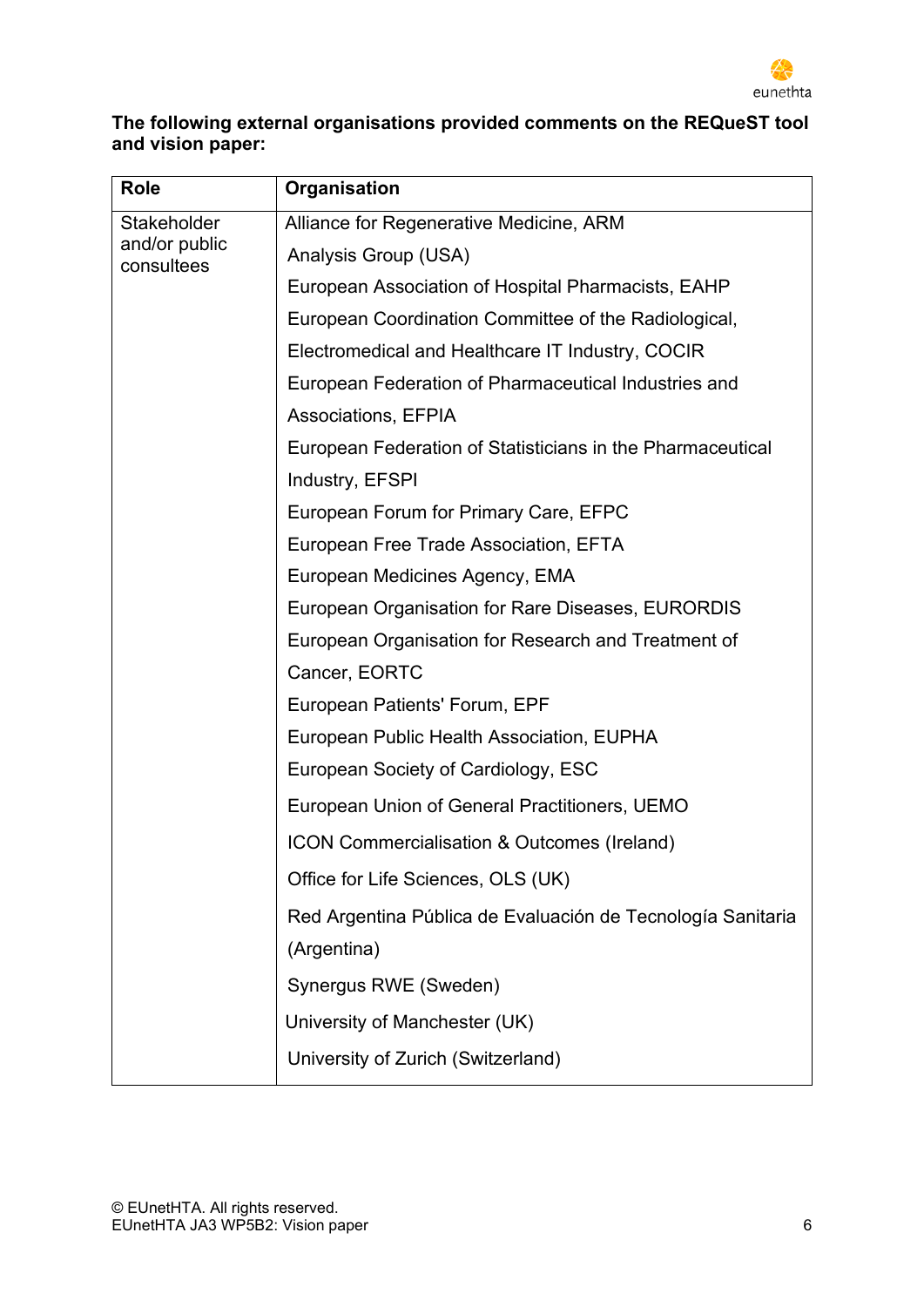**The following external organisations provided comments on the REQueST tool and vision paper:**

| Role | Organisation |
| --- | --- |
| Stakeholder and/or public consultees | Alliance for Regenerative Medicine, ARM<br>Analysis Group (USA)<br>European Association of Hospital Pharmacists, EAHP<br>European Coordination Committee of the Radiological, Electromedical and Healthcare IT Industry, COCIR<br>European Federation of Pharmaceutical Industries and Associations, EFPIA<br>European Federation of Statisticians in the Pharmaceutical Industry, EFSPI<br>European Forum for Primary Care, EFPC<br>European Free Trade Association, EFTA<br>European Medicines Agency, EMA<br>European Organisation for Rare Diseases, EURORDIS<br>European Organisation for Research and Treatment of Cancer, EORTC<br>European Patients' Forum, EPF<br>European Public Health Association, EUPHA<br>European Society of Cardiology, ESC<br>European Union of General Practitioners, UEMO<br>ICON Commercialisation & Outcomes (Ireland)<br>Office for Life Sciences, OLS (UK)<br>Red Argentina Pública de Evaluación de Tecnología Sanitaria (Argentina)<br>Synergus RWE (Sweden)<br>University of Manchester (UK)<br>University of Zurich (Switzerland) |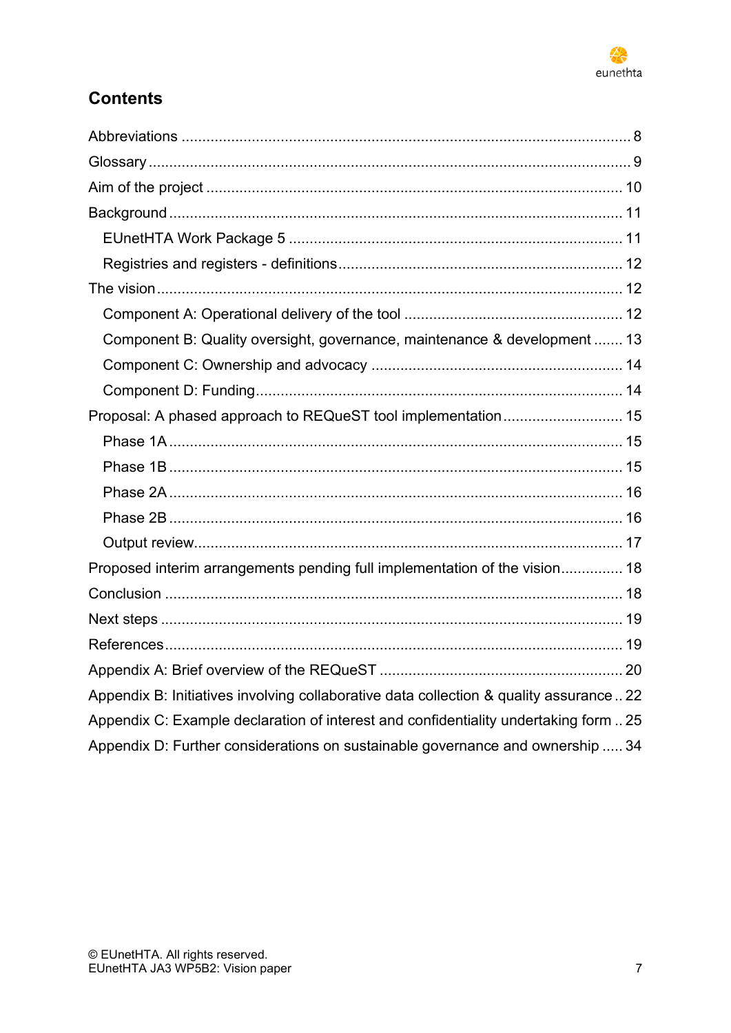## Contents

Abbreviations ........ 8
Glossary ........ 9
Aim of the project ........ 10
Background ........ 11
  EUnetHTA Work Package 5 ........ 11
  Registries and registers - definitions ........ 12
The vision ........ 12
  Component A: Operational delivery of the tool ........ 12
  Component B: Quality oversight, governance, maintenance & development ........ 13
  Component C: Ownership and advocacy ........ 14
  Component D: Funding ........ 14
Proposal: A phased approach to REQueST tool implementation ........ 15
  Phase 1A ........ 15
  Phase 1B ........ 15
  Phase 2A ........ 16
  Phase 2B ........ 16
  Output review ........ 17
Proposed interim arrangements pending full implementation of the vision ........ 18
Conclusion ........ 18
Next steps ........ 19
References ........ 19
Appendix A: Brief overview of the REQueST ........ 20
Appendix B: Initiatives involving collaborative data collection & quality assurance .. 22
Appendix C: Example declaration of interest and confidentiality undertaking form .. 25
Appendix D: Further considerations on sustainable governance and ownership ..... 34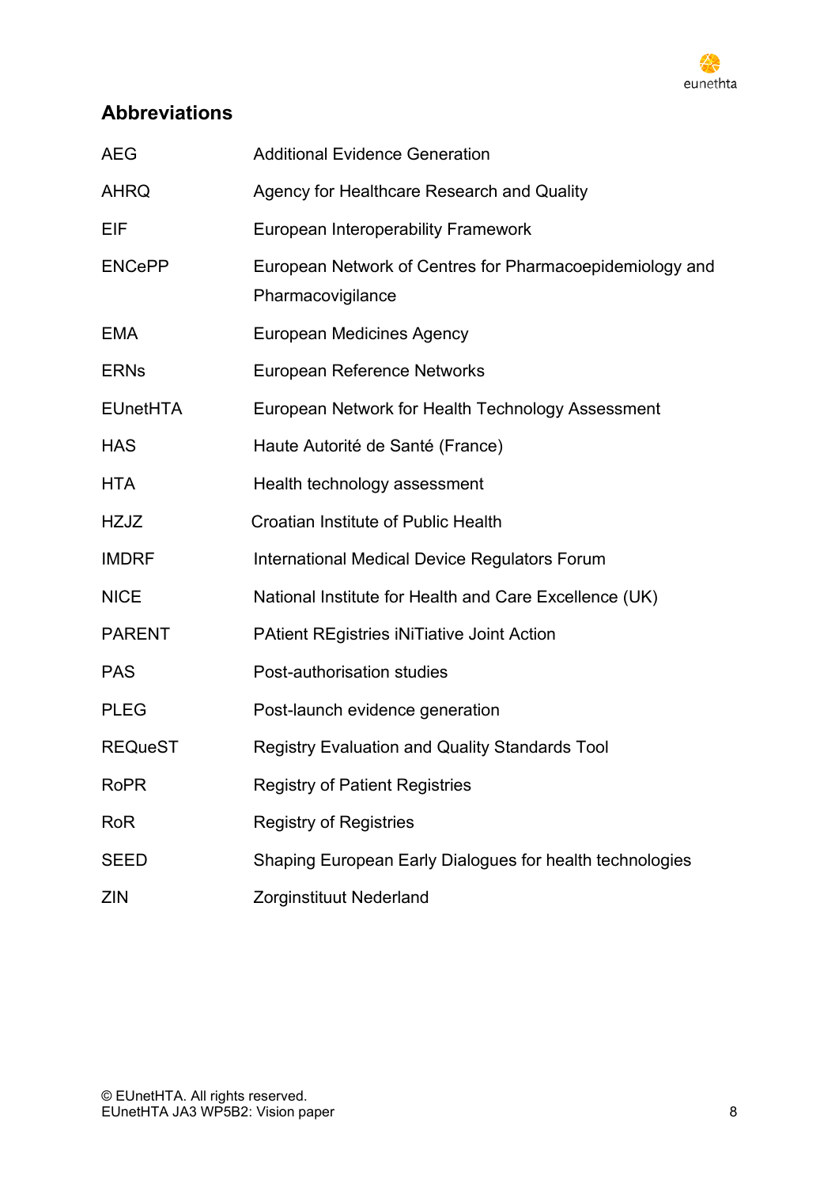## Abbreviations

| | |
|---|---|
| AEG | Additional Evidence Generation |
| AHRQ | Agency for Healthcare Research and Quality |
| EIF | European Interoperability Framework |
| ENCePP | European Network of Centres for Pharmacoepidemiology and Pharmacovigilance |
| EMA | European Medicines Agency |
| ERNs | European Reference Networks |
| EUnetHTA | European Network for Health Technology Assessment |
| HAS | Haute Autorité de Santé (France) |
| HTA | Health technology assessment |
| HZJZ | Croatian Institute of Public Health |
| IMDRF | International Medical Device Regulators Forum |
| NICE | National Institute for Health and Care Excellence (UK) |
| PARENT | PAtient REgistries iNiTiative Joint Action |
| PAS | Post-authorisation studies |
| PLEG | Post-launch evidence generation |
| REQueST | Registry Evaluation and Quality Standards Tool |
| RoPR | Registry of Patient Registries |
| RoR | Registry of Registries |
| SEED | Shaping European Early Dialogues for health technologies |
| ZIN | Zorginstituut Nederland |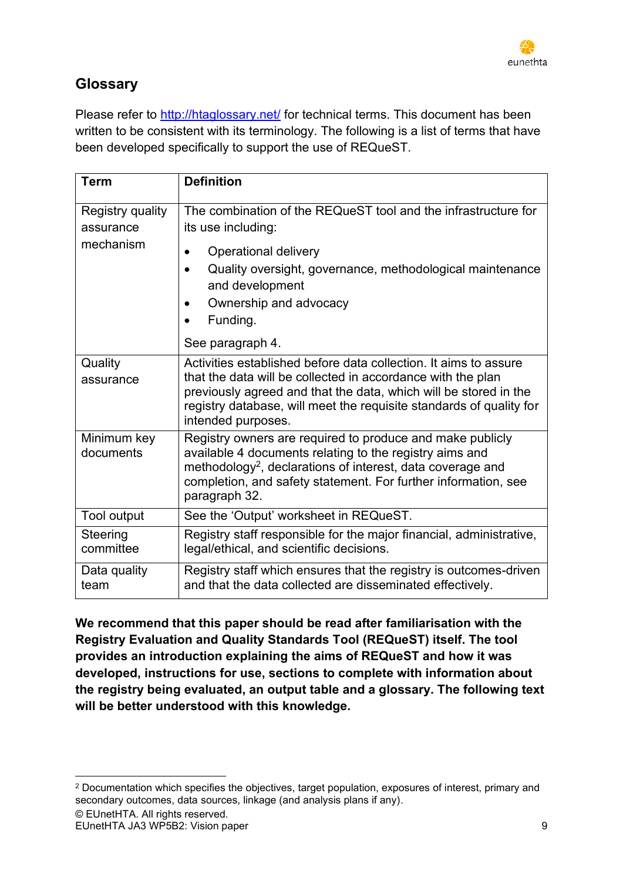## Glossary

Please refer to http://htaglossary.net/ for technical terms. This document has been written to be consistent with its terminology. The following is a list of terms that have been developed specifically to support the use of REQueST.

| Term | Definition |
| --- | --- |
| Registry quality assurance mechanism | The combination of the REQueST tool and the infrastructure for its use including:<br>• Operational delivery<br>• Quality oversight, governance, methodological maintenance and development<br>• Ownership and advocacy<br>• Funding.<br>See paragraph 4. |
| Quality assurance | Activities established before data collection. It aims to assure that the data will be collected in accordance with the plan previously agreed and that the data, which will be stored in the registry database, will meet the requisite standards of quality for intended purposes. |
| Minimum key documents | Registry owners are required to produce and make publicly available 4 documents relating to the registry aims and methodology[2], declarations of interest, data coverage and completion, and safety statement. For further information, see paragraph 32. |
| Tool output | See the 'Output' worksheet in REQueST. |
| Steering committee | Registry staff responsible for the major financial, administrative, legal/ethical, and scientific decisions. |
| Data quality team | Registry staff which ensures that the registry is outcomes-driven and that the data collected are disseminated effectively. |

**We recommend that this paper should be read after familiarisation with the Registry Evaluation and Quality Standards Tool (REQueST) itself. The tool provides an introduction explaining the aims of REQueST and how it was developed, instructions for use, sections to complete with information about the registry being evaluated, an output table and a glossary. The following text will be better understood with this knowledge.**

[2] Documentation which specifies the objectives, target population, exposures of interest, primary and secondary outcomes, data sources, linkage (and analysis plans if any).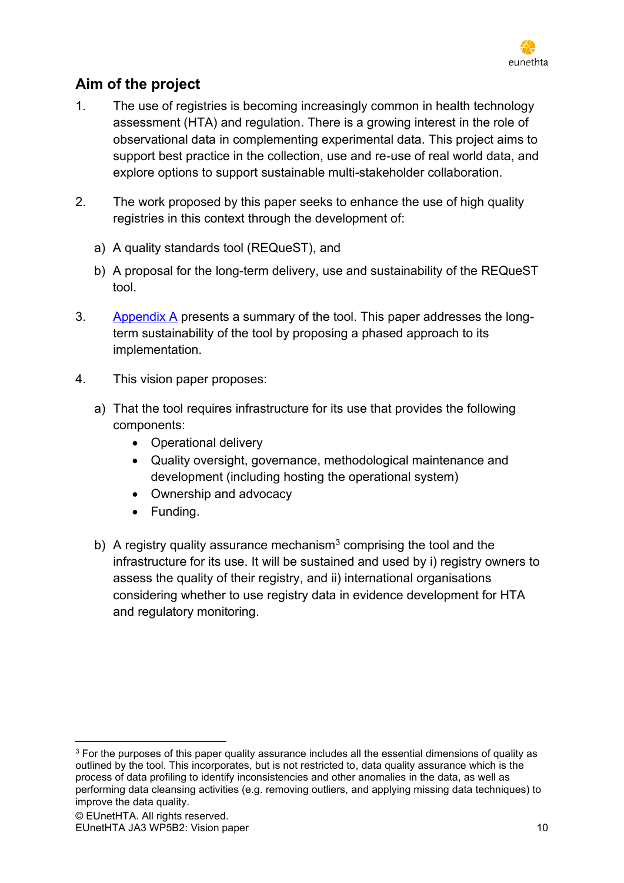## Aim of the project

1. The use of registries is becoming increasingly common in health technology assessment (HTA) and regulation. There is a growing interest in the role of observational data in complementing experimental data. This project aims to support best practice in the collection, use and re-use of real world data, and explore options to support sustainable multi-stakeholder collaboration.

2. The work proposed by this paper seeks to enhance the use of high quality registries in this context through the development of:

   a) A quality standards tool (REQueST), and

   b) A proposal for the long-term delivery, use and sustainability of the REQueST tool.

3. Appendix A presents a summary of the tool. This paper addresses the long-term sustainability of the tool by proposing a phased approach to its implementation.

4. This vision paper proposes:

   a) That the tool requires infrastructure for its use that provides the following components:
      - Operational delivery
      - Quality oversight, governance, methodological maintenance and development (including hosting the operational system)
      - Ownership and advocacy
      - Funding.

   b) A registry quality assurance mechanism[3] comprising the tool and the infrastructure for its use. It will be sustained and used by i) registry owners to assess the quality of their registry, and ii) international organisations considering whether to use registry data in evidence development for HTA and regulatory monitoring.

[3] For the purposes of this paper quality assurance includes all the essential dimensions of quality as outlined by the tool. This incorporates, but is not restricted to, data quality assurance which is the process of data profiling to identify inconsistencies and other anomalies in the data, as well as performing data cleansing activities (e.g. removing outliers, and applying missing data techniques) to improve the data quality.

© EUnetHTA. All rights reserved.
EUnetHTA JA3 WP5B2: Vision paper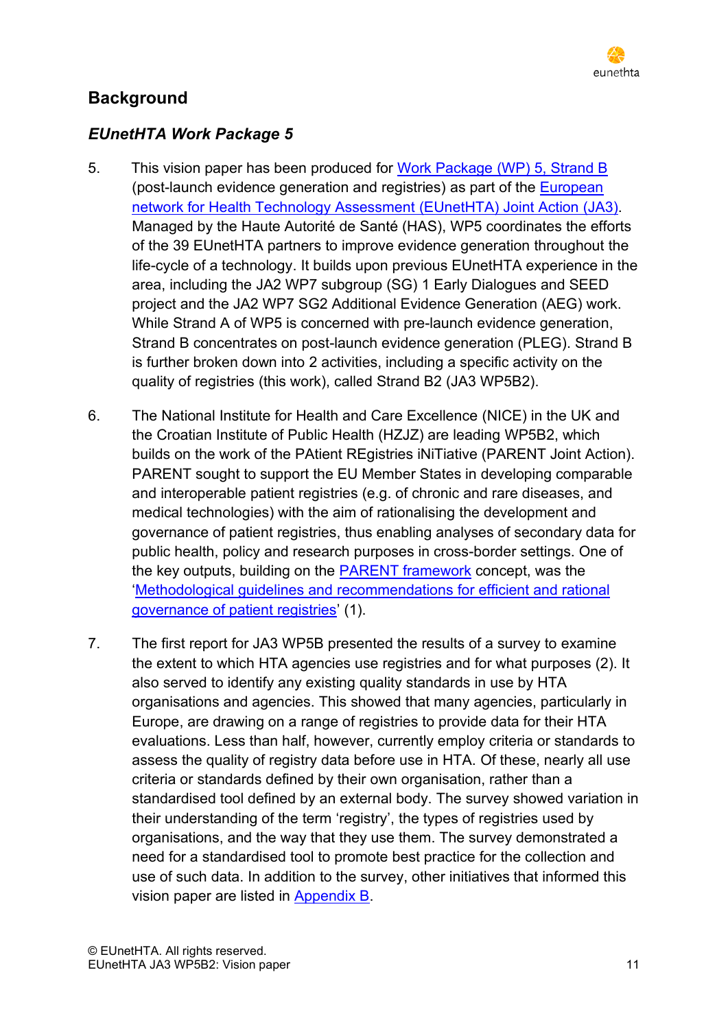## Background

### *EUnetHTA Work Package 5*

5. This vision paper has been produced for Work Package (WP) 5, Strand B (post-launch evidence generation and registries) as part of the European network for Health Technology Assessment (EUnetHTA) Joint Action (JA3). Managed by the Haute Autorité de Santé (HAS), WP5 coordinates the efforts of the 39 EUnetHTA partners to improve evidence generation throughout the life-cycle of a technology. It builds upon previous EUnetHTA experience in the area, including the JA2 WP7 subgroup (SG) 1 Early Dialogues and SEED project and the JA2 WP7 SG2 Additional Evidence Generation (AEG) work. While Strand A of WP5 is concerned with pre-launch evidence generation, Strand B concentrates on post-launch evidence generation (PLEG). Strand B is further broken down into 2 activities, including a specific activity on the quality of registries (this work), called Strand B2 (JA3 WP5B2).

6. The National Institute for Health and Care Excellence (NICE) in the UK and the Croatian Institute of Public Health (HZJZ) are leading WP5B2, which builds on the work of the PAtient REgistries iNiTiative (PARENT Joint Action). PARENT sought to support the EU Member States in developing comparable and interoperable patient registries (e.g. of chronic and rare diseases, and medical technologies) with the aim of rationalising the development and governance of patient registries, thus enabling analyses of secondary data for public health, policy and research purposes in cross-border settings. One of the key outputs, building on the PARENT framework concept, was the 'Methodological guidelines and recommendations for efficient and rational governance of patient registries' (1).

7. The first report for JA3 WP5B presented the results of a survey to examine the extent to which HTA agencies use registries and for what purposes (2). It also served to identify any existing quality standards in use by HTA organisations and agencies. This showed that many agencies, particularly in Europe, are drawing on a range of registries to provide data for their HTA evaluations. Less than half, however, currently employ criteria or standards to assess the quality of registry data before use in HTA. Of these, nearly all use criteria or standards defined by their own organisation, rather than a standardised tool defined by an external body. The survey showed variation in their understanding of the term 'registry', the types of registries used by organisations, and the way that they use them. The survey demonstrated a need for a standardised tool to promote best practice for the collection and use of such data. In addition to the survey, other initiatives that informed this vision paper are listed in Appendix B.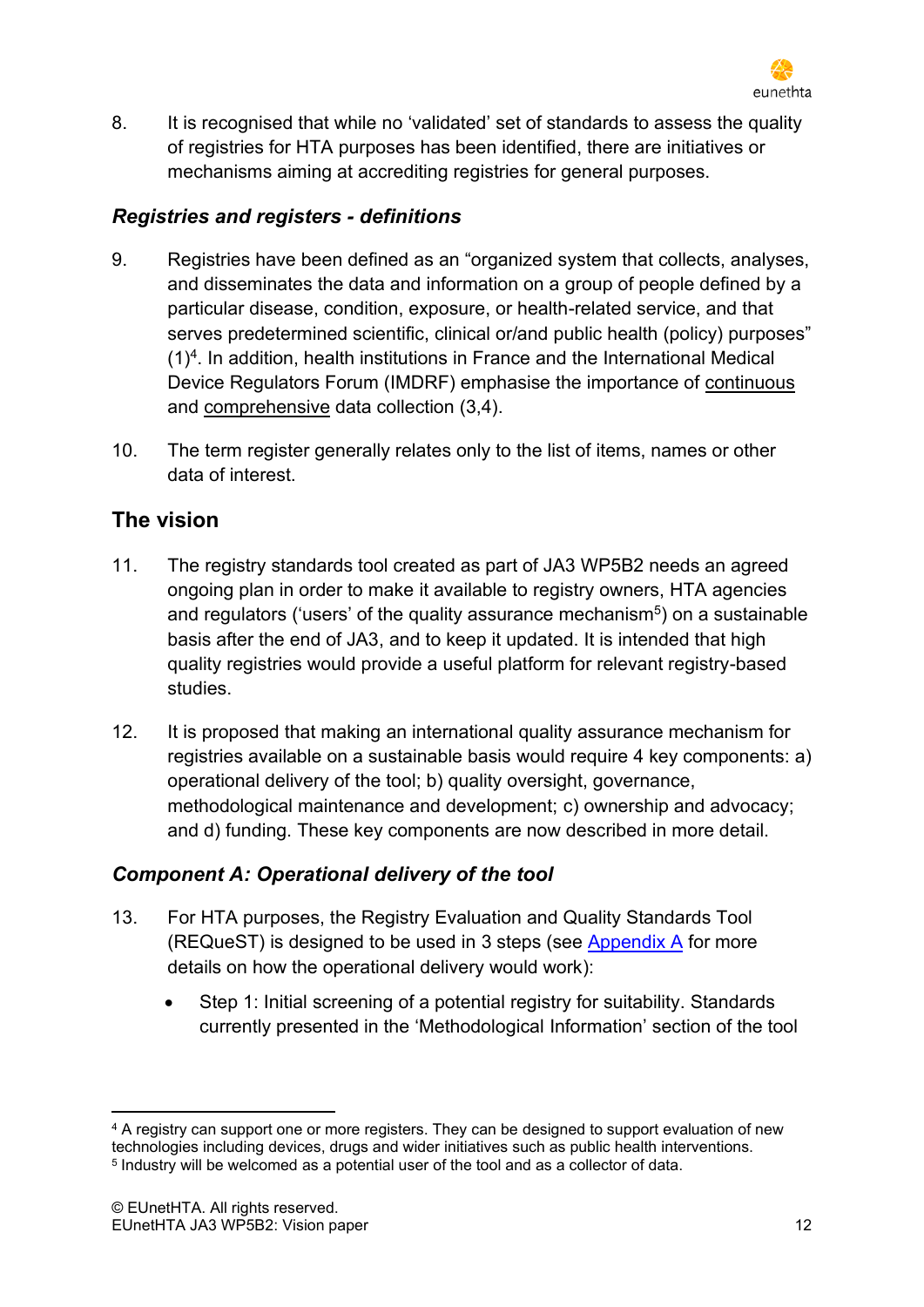8. It is recognised that while no 'validated' set of standards to assess the quality of registries for HTA purposes has been identified, there are initiatives or mechanisms aiming at accrediting registries for general purposes.

### *Registries and registers - definitions*

9. Registries have been defined as an "organized system that collects, analyses, and disseminates the data and information on a group of people defined by a particular disease, condition, exposure, or health-related service, and that serves predetermined scientific, clinical or/and public health (policy) purposes" (1)[4]. In addition, health institutions in France and the International Medical Device Regulators Forum (IMDRF) emphasise the importance of <u>continuous</u> and <u>comprehensive</u> data collection (3,4).

10. The term register generally relates only to the list of items, names or other data of interest.

## The vision

11. The registry standards tool created as part of JA3 WP5B2 needs an agreed ongoing plan in order to make it available to registry owners, HTA agencies and regulators ('users' of the quality assurance mechanism[5]) on a sustainable basis after the end of JA3, and to keep it updated. It is intended that high quality registries would provide a useful platform for relevant registry-based studies.

12. It is proposed that making an international quality assurance mechanism for registries available on a sustainable basis would require 4 key components: a) operational delivery of the tool; b) quality oversight, governance, methodological maintenance and development; c) ownership and advocacy; and d) funding. These key components are now described in more detail.

### *Component A: Operational delivery of the tool*

13. For HTA purposes, the Registry Evaluation and Quality Standards Tool (REQueST) is designed to be used in 3 steps (see Appendix A for more details on how the operational delivery would work):

- Step 1: Initial screening of a potential registry for suitability. Standards currently presented in the 'Methodological Information' section of the tool

---

[4] A registry can support one or more registers. They can be designed to support evaluation of new technologies including devices, drugs and wider initiatives such as public health interventions.

[5] Industry will be welcomed as a potential user of the tool and as a collector of data.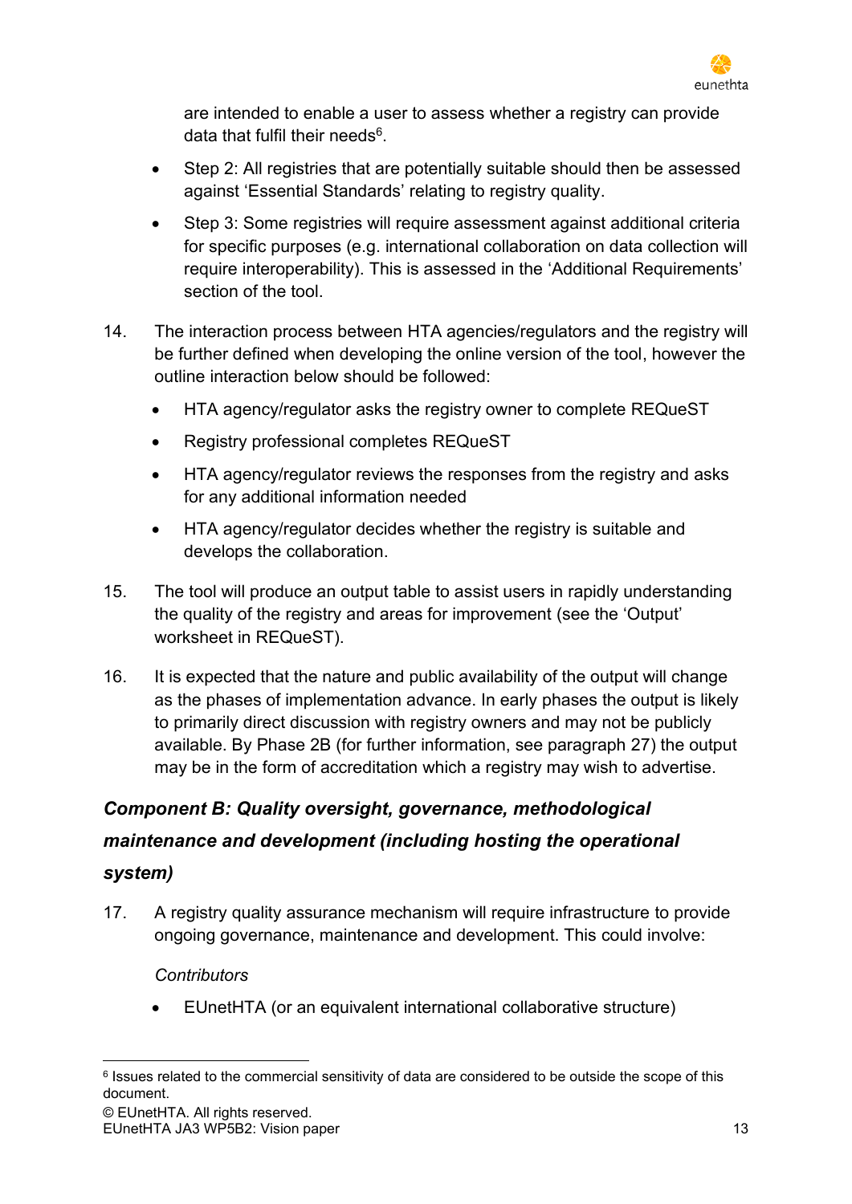are intended to enable a user to assess whether a registry can provide data that fulfil their needs[6].

- Step 2: All registries that are potentially suitable should then be assessed against 'Essential Standards' relating to registry quality.
- Step 3: Some registries will require assessment against additional criteria for specific purposes (e.g. international collaboration on data collection will require interoperability). This is assessed in the 'Additional Requirements' section of the tool.

14. The interaction process between HTA agencies/regulators and the registry will be further defined when developing the online version of the tool, however the outline interaction below should be followed:
    - HTA agency/regulator asks the registry owner to complete REQueST
    - Registry professional completes REQueST
    - HTA agency/regulator reviews the responses from the registry and asks for any additional information needed
    - HTA agency/regulator decides whether the registry is suitable and develops the collaboration.

15. The tool will produce an output table to assist users in rapidly understanding the quality of the registry and areas for improvement (see the 'Output' worksheet in REQueST).

16. It is expected that the nature and public availability of the output will change as the phases of implementation advance. In early phases the output is likely to primarily direct discussion with registry owners and may not be publicly available. By Phase 2B (for further information, see paragraph 27) the output may be in the form of accreditation which a registry may wish to advertise.

### *Component B: Quality oversight, governance, methodological maintenance and development (including hosting the operational system)*

17. A registry quality assurance mechanism will require infrastructure to provide ongoing governance, maintenance and development. This could involve:

    *Contributors*

    - EUnetHTA (or an equivalent international collaborative structure)

[6] Issues related to the commercial sensitivity of data are considered to be outside the scope of this document.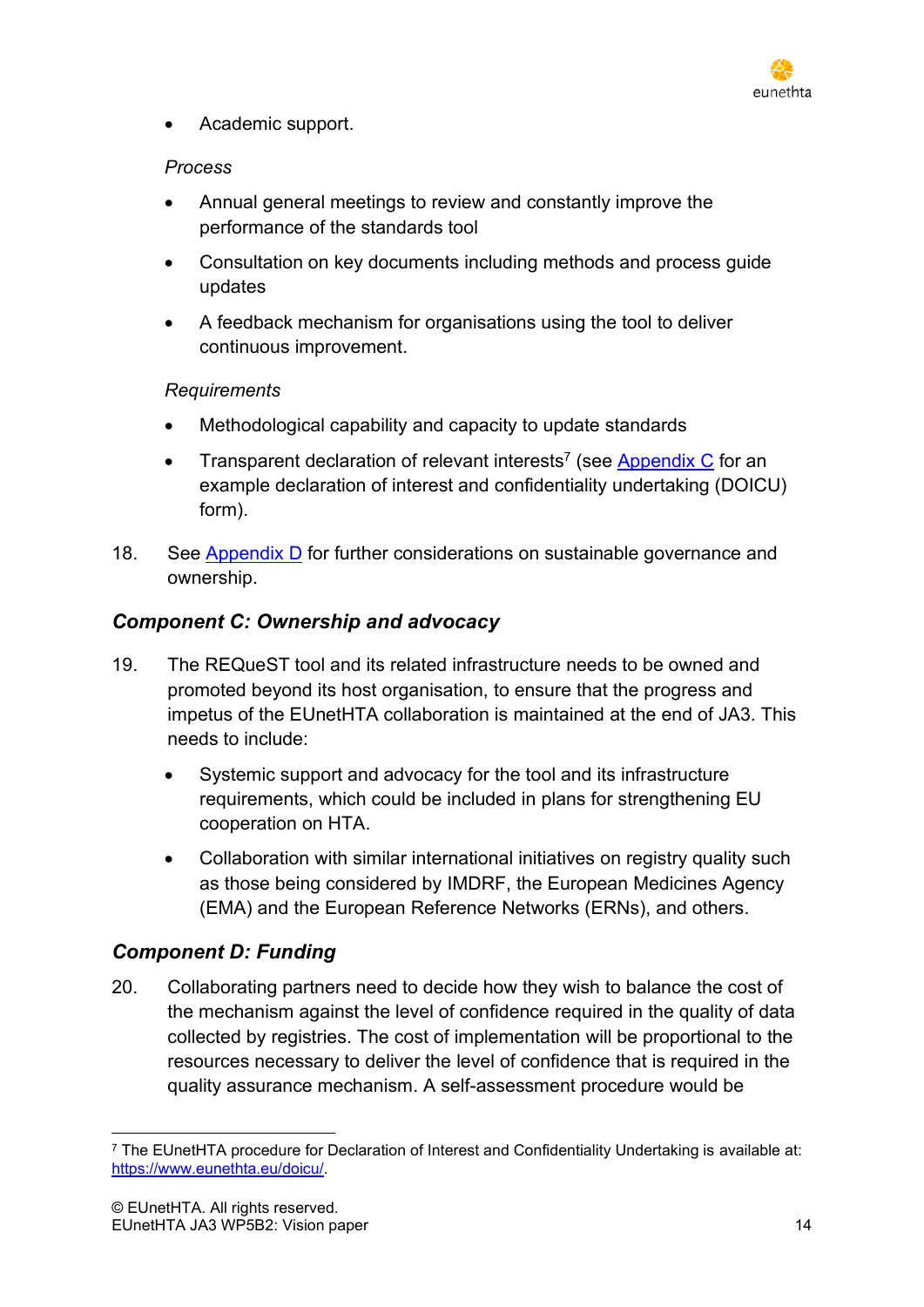- Academic support.

*Process*

- Annual general meetings to review and constantly improve the performance of the standards tool
- Consultation on key documents including methods and process guide updates
- A feedback mechanism for organisations using the tool to deliver continuous improvement.

*Requirements*

- Methodological capability and capacity to update standards
- Transparent declaration of relevant interests[7] (see Appendix C for an example declaration of interest and confidentiality undertaking (DOICU) form).

18. See Appendix D for further considerations on sustainable governance and ownership.

### *Component C: Ownership and advocacy*

19. The REQueST tool and its related infrastructure needs to be owned and promoted beyond its host organisation, to ensure that the progress and impetus of the EUnetHTA collaboration is maintained at the end of JA3. This needs to include:

    - Systemic support and advocacy for the tool and its infrastructure requirements, which could be included in plans for strengthening EU cooperation on HTA.
    - Collaboration with similar international initiatives on registry quality such as those being considered by IMDRF, the European Medicines Agency (EMA) and the European Reference Networks (ERNs), and others.

### *Component D: Funding*

20. Collaborating partners need to decide how they wish to balance the cost of the mechanism against the level of confidence required in the quality of data collected by registries. The cost of implementation will be proportional to the resources necessary to deliver the level of confidence that is required in the quality assurance mechanism. A self-assessment procedure would be

---

[7] The EUnetHTA procedure for Declaration of Interest and Confidentiality Undertaking is available at: https://www.eunethta.eu/doicu/.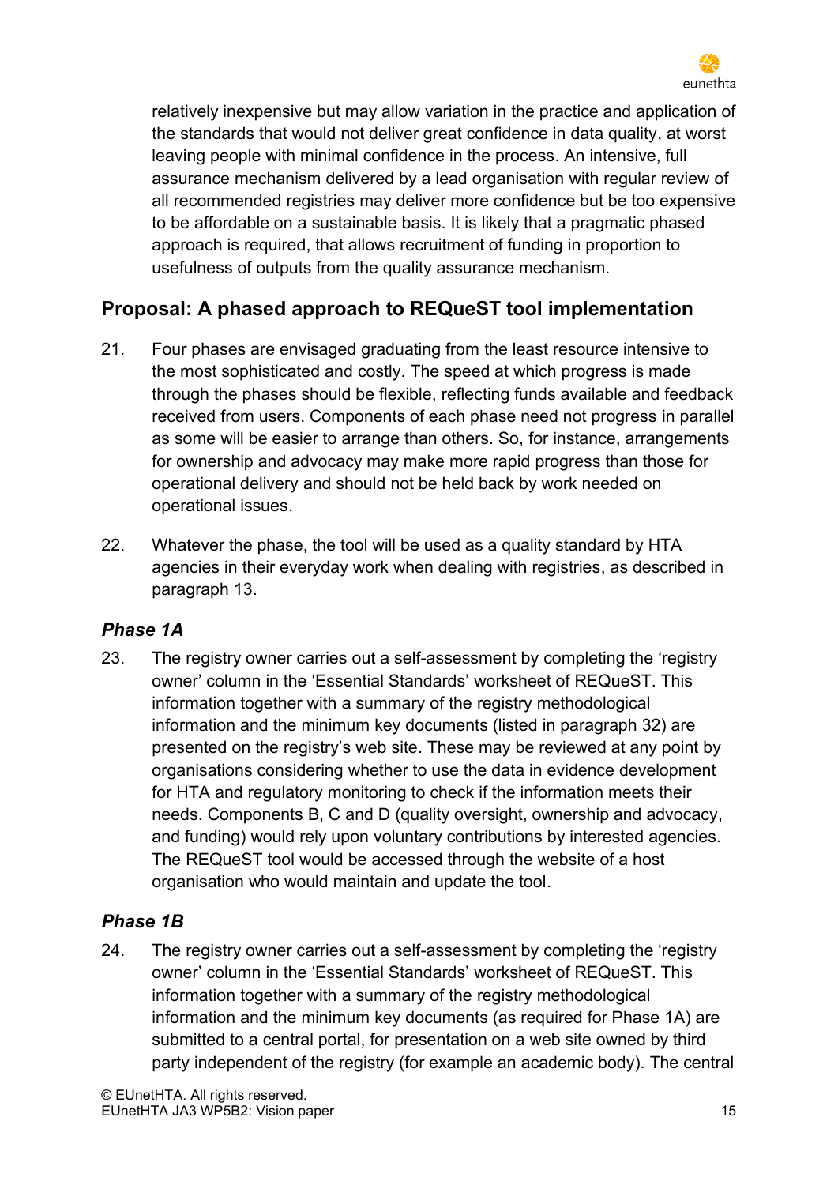relatively inexpensive but may allow variation in the practice and application of the standards that would not deliver great confidence in data quality, at worst leaving people with minimal confidence in the process. An intensive, full assurance mechanism delivered by a lead organisation with regular review of all recommended registries may deliver more confidence but be too expensive to be affordable on a sustainable basis. It is likely that a pragmatic phased approach is required, that allows recruitment of funding in proportion to usefulness of outputs from the quality assurance mechanism.

## Proposal: A phased approach to REQueST tool implementation

21. Four phases are envisaged graduating from the least resource intensive to the most sophisticated and costly. The speed at which progress is made through the phases should be flexible, reflecting funds available and feedback received from users. Components of each phase need not progress in parallel as some will be easier to arrange than others. So, for instance, arrangements for ownership and advocacy may make more rapid progress than those for operational delivery and should not be held back by work needed on operational issues.

22. Whatever the phase, the tool will be used as a quality standard by HTA agencies in their everyday work when dealing with registries, as described in paragraph 13.

### *Phase 1A*

23. The registry owner carries out a self-assessment by completing the 'registry owner' column in the 'Essential Standards' worksheet of REQueST. This information together with a summary of the registry methodological information and the minimum key documents (listed in paragraph 32) are presented on the registry's web site. These may be reviewed at any point by organisations considering whether to use the data in evidence development for HTA and regulatory monitoring to check if the information meets their needs. Components B, C and D (quality oversight, ownership and advocacy, and funding) would rely upon voluntary contributions by interested agencies. The REQueST tool would be accessed through the website of a host organisation who would maintain and update the tool.

### *Phase 1B*

24. The registry owner carries out a self-assessment by completing the 'registry owner' column in the 'Essential Standards' worksheet of REQueST. This information together with a summary of the registry methodological information and the minimum key documents (as required for Phase 1A) are submitted to a central portal, for presentation on a web site owned by third party independent of the registry (for example an academic body). The central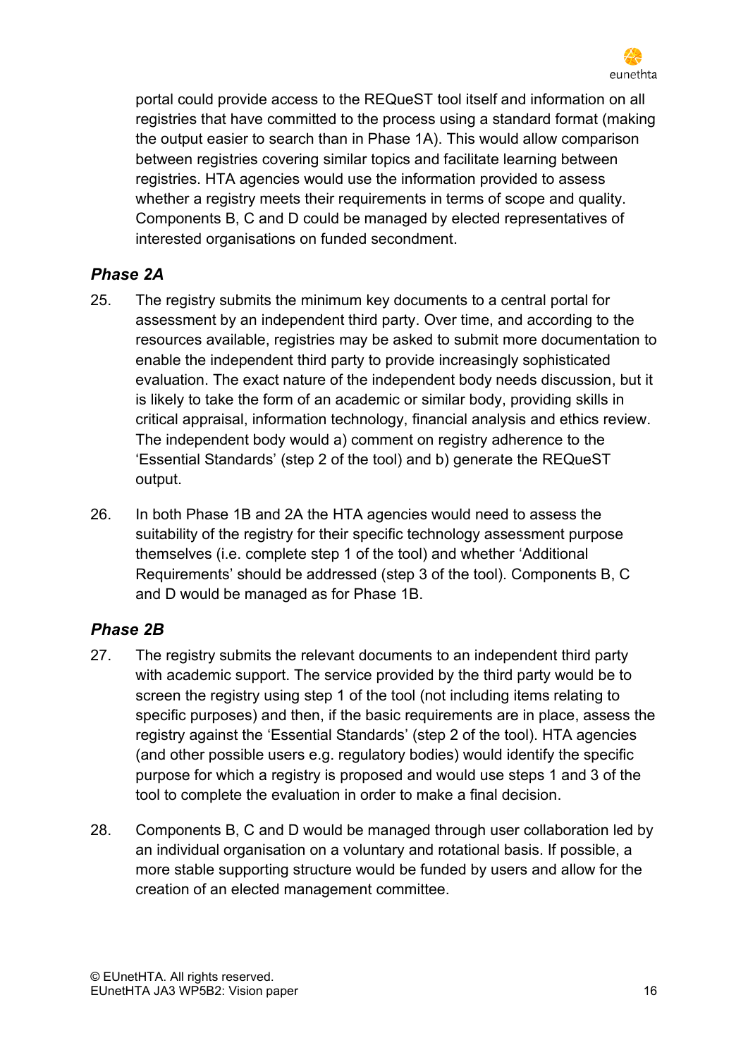portal could provide access to the REQueST tool itself and information on all registries that have committed to the process using a standard format (making the output easier to search than in Phase 1A). This would allow comparison between registries covering similar topics and facilitate learning between registries. HTA agencies would use the information provided to assess whether a registry meets their requirements in terms of scope and quality. Components B, C and D could be managed by elected representatives of interested organisations on funded secondment.

### *Phase 2A*

25. The registry submits the minimum key documents to a central portal for assessment by an independent third party. Over time, and according to the resources available, registries may be asked to submit more documentation to enable the independent third party to provide increasingly sophisticated evaluation. The exact nature of the independent body needs discussion, but it is likely to take the form of an academic or similar body, providing skills in critical appraisal, information technology, financial analysis and ethics review. The independent body would a) comment on registry adherence to the 'Essential Standards' (step 2 of the tool) and b) generate the REQueST output.

26. In both Phase 1B and 2A the HTA agencies would need to assess the suitability of the registry for their specific technology assessment purpose themselves (i.e. complete step 1 of the tool) and whether 'Additional Requirements' should be addressed (step 3 of the tool). Components B, C and D would be managed as for Phase 1B.

### *Phase 2B*

27. The registry submits the relevant documents to an independent third party with academic support. The service provided by the third party would be to screen the registry using step 1 of the tool (not including items relating to specific purposes) and then, if the basic requirements are in place, assess the registry against the 'Essential Standards' (step 2 of the tool). HTA agencies (and other possible users e.g. regulatory bodies) would identify the specific purpose for which a registry is proposed and would use steps 1 and 3 of the tool to complete the evaluation in order to make a final decision.

28. Components B, C and D would be managed through user collaboration led by an individual organisation on a voluntary and rotational basis. If possible, a more stable supporting structure would be funded by users and allow for the creation of an elected management committee.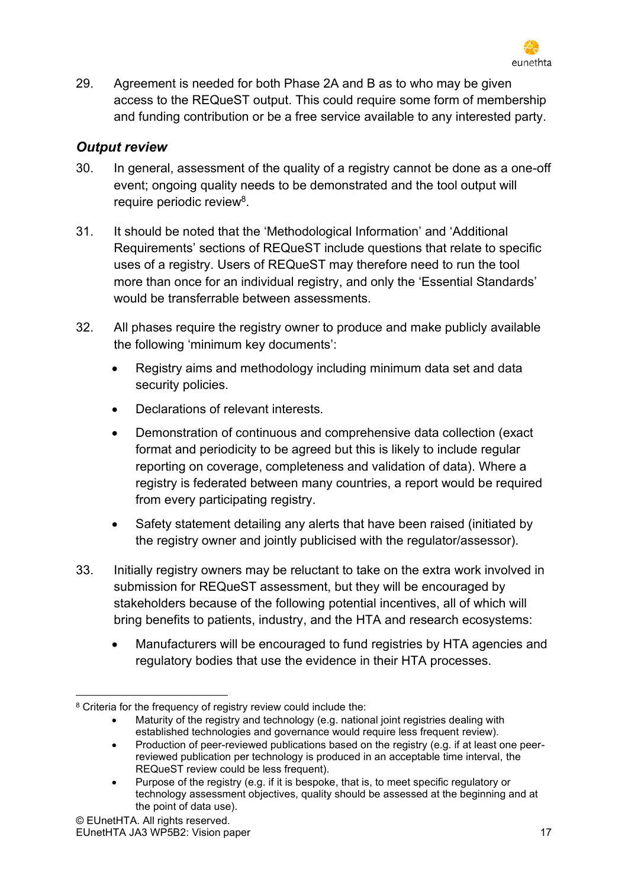29. Agreement is needed for both Phase 2A and B as to who may be given access to the REQueST output. This could require some form of membership and funding contribution or be a free service available to any interested party.

### *Output review*

30. In general, assessment of the quality of a registry cannot be done as a one-off event; ongoing quality needs to be demonstrated and the tool output will require periodic review[8].

31. It should be noted that the 'Methodological Information' and 'Additional Requirements' sections of REQueST include questions that relate to specific uses of a registry. Users of REQueST may therefore need to run the tool more than once for an individual registry, and only the 'Essential Standards' would be transferrable between assessments.

32. All phases require the registry owner to produce and make publicly available the following 'minimum key documents':

    - Registry aims and methodology including minimum data set and data security policies.
    - Declarations of relevant interests.
    - Demonstration of continuous and comprehensive data collection (exact format and periodicity to be agreed but this is likely to include regular reporting on coverage, completeness and validation of data). Where a registry is federated between many countries, a report would be required from every participating registry.
    - Safety statement detailing any alerts that have been raised (initiated by the registry owner and jointly publicised with the regulator/assessor).

33. Initially registry owners may be reluctant to take on the extra work involved in submission for REQueST assessment, but they will be encouraged by stakeholders because of the following potential incentives, all of which will bring benefits to patients, industry, and the HTA and research ecosystems:

    - Manufacturers will be encouraged to fund registries by HTA agencies and regulatory bodies that use the evidence in their HTA processes.

---

[8] Criteria for the frequency of registry review could include the:

- Maturity of the registry and technology (e.g. national joint registries dealing with established technologies and governance would require less frequent review).
- Production of peer-reviewed publications based on the registry (e.g. if at least one peer-reviewed publication per technology is produced in an acceptable time interval, the REQueST review could be less frequent).
- Purpose of the registry (e.g. if it is bespoke, that is, to meet specific regulatory or technology assessment objectives, quality should be assessed at the beginning and at the point of data use).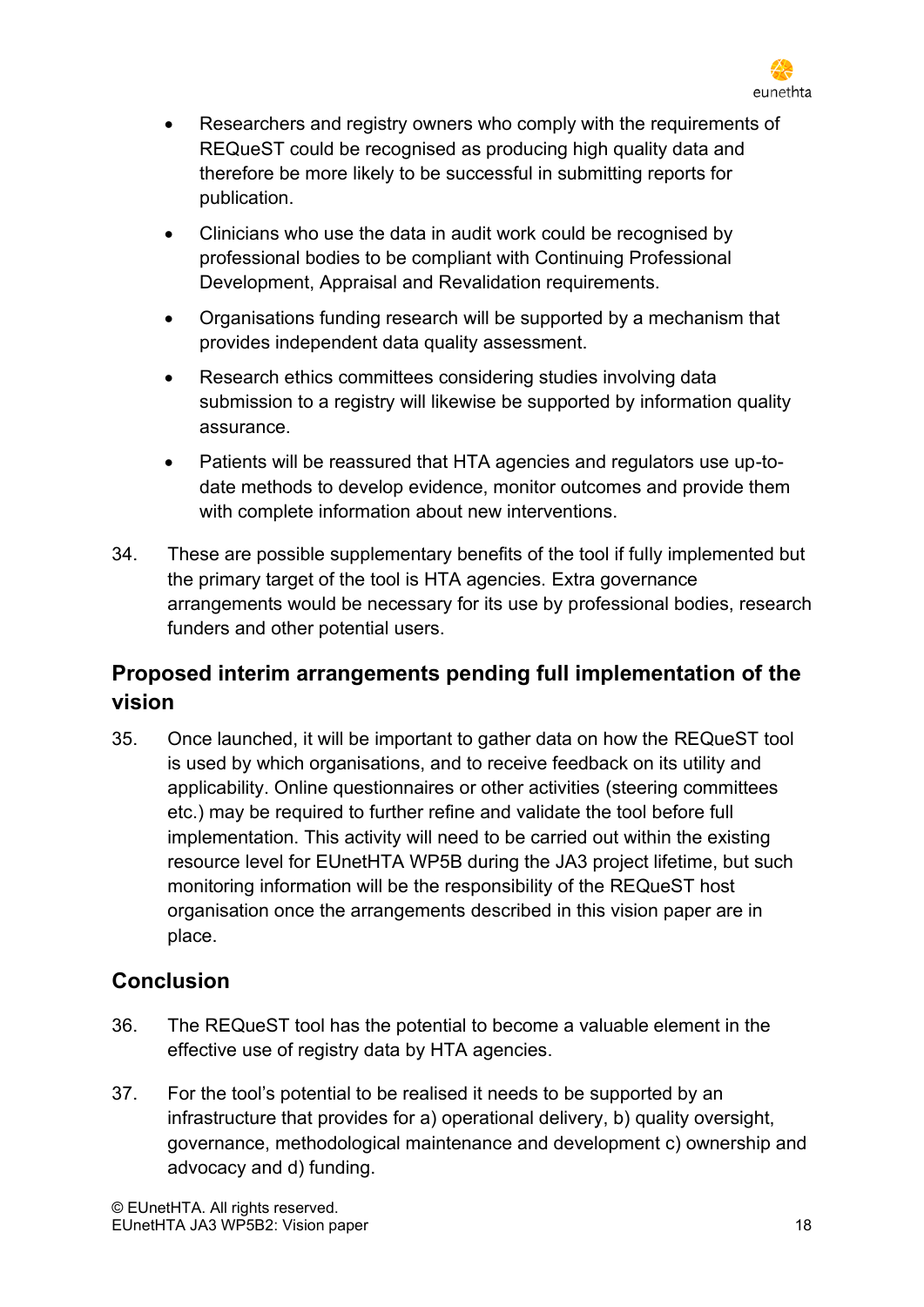- Researchers and registry owners who comply with the requirements of REQueST could be recognised as producing high quality data and therefore be more likely to be successful in submitting reports for publication.
- Clinicians who use the data in audit work could be recognised by professional bodies to be compliant with Continuing Professional Development, Appraisal and Revalidation requirements.
- Organisations funding research will be supported by a mechanism that provides independent data quality assessment.
- Research ethics committees considering studies involving data submission to a registry will likewise be supported by information quality assurance.
- Patients will be reassured that HTA agencies and regulators use up-to-date methods to develop evidence, monitor outcomes and provide them with complete information about new interventions.

34. These are possible supplementary benefits of the tool if fully implemented but the primary target of the tool is HTA agencies. Extra governance arrangements would be necessary for its use by professional bodies, research funders and other potential users.

## Proposed interim arrangements pending full implementation of the vision

35. Once launched, it will be important to gather data on how the REQueST tool is used by which organisations, and to receive feedback on its utility and applicability. Online questionnaires or other activities (steering committees etc.) may be required to further refine and validate the tool before full implementation. This activity will need to be carried out within the existing resource level for EUnetHTA WP5B during the JA3 project lifetime, but such monitoring information will be the responsibility of the REQueST host organisation once the arrangements described in this vision paper are in place.

## Conclusion

36. The REQueST tool has the potential to become a valuable element in the effective use of registry data by HTA agencies.

37. For the tool's potential to be realised it needs to be supported by an infrastructure that provides for a) operational delivery, b) quality oversight, governance, methodological maintenance and development c) ownership and advocacy and d) funding.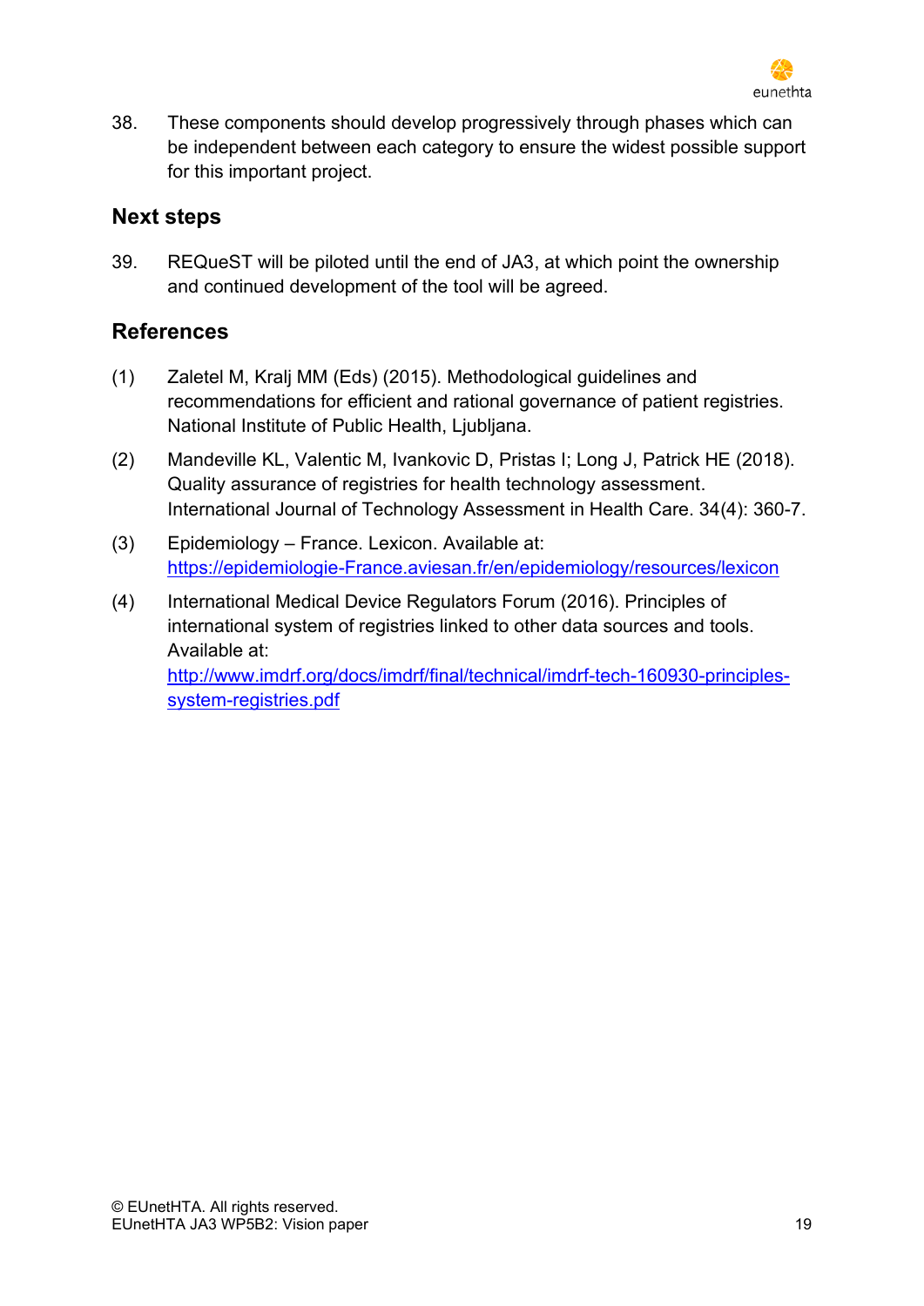38. These components should develop progressively through phases which can be independent between each category to ensure the widest possible support for this important project.

## Next steps

39. REQueST will be piloted until the end of JA3, at which point the ownership and continued development of the tool will be agreed.

## References

(1) Zaletel M, Kralj MM (Eds) (2015). Methodological guidelines and recommendations for efficient and rational governance of patient registries. National Institute of Public Health, Ljubljana.

(2) Mandeville KL, Valentic M, Ivankovic D, Pristas I; Long J, Patrick HE (2018). Quality assurance of registries for health technology assessment. International Journal of Technology Assessment in Health Care. 34(4): 360-7.

(3) Epidemiology – France. Lexicon. Available at: https://epidemiologie-France.aviesan.fr/en/epidemiology/resources/lexicon

(4) International Medical Device Regulators Forum (2016). Principles of international system of registries linked to other data sources and tools. Available at: http://www.imdrf.org/docs/imdrf/final/technical/imdrf-tech-160930-principles-system-registries.pdf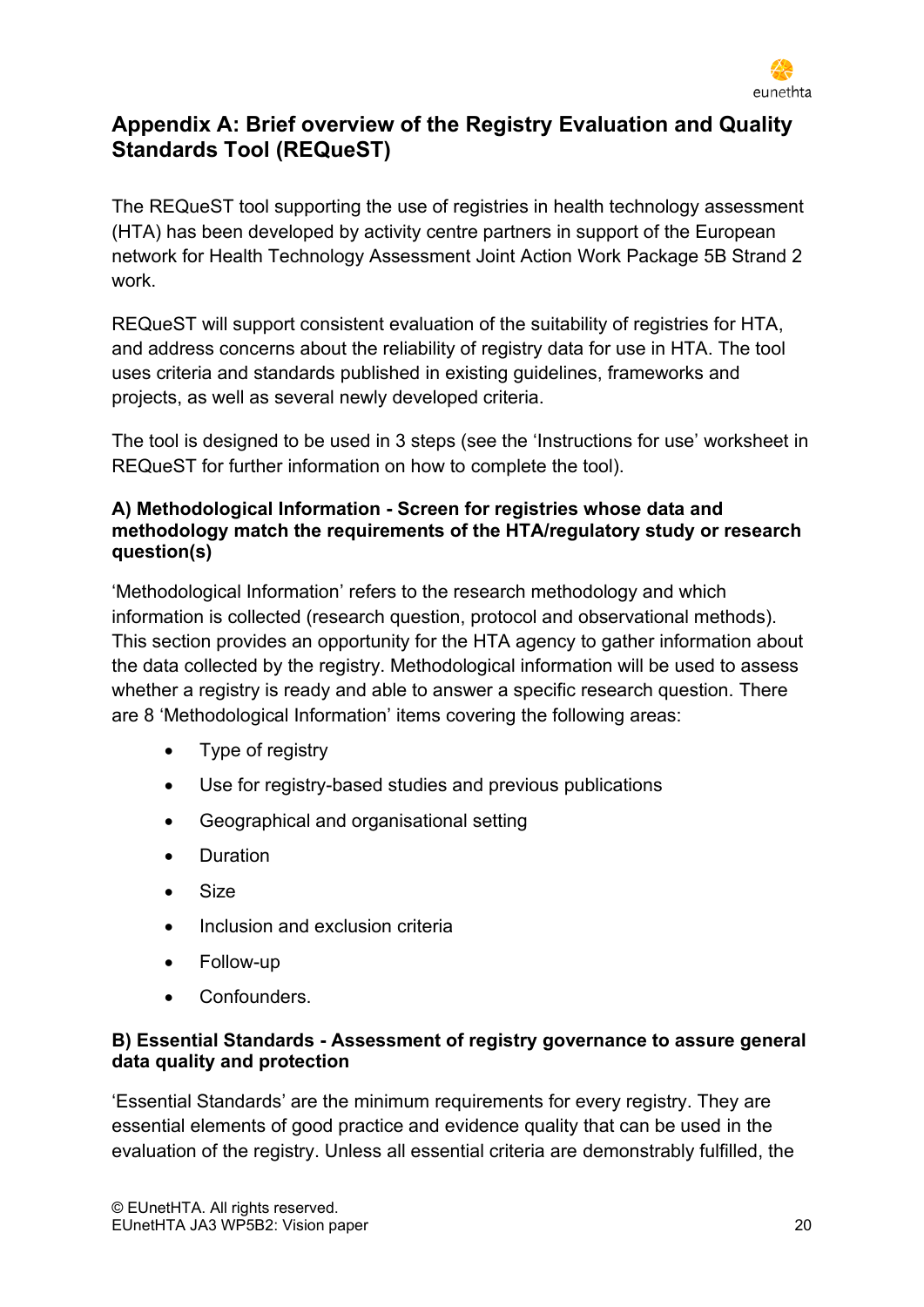## Appendix A: Brief overview of the Registry Evaluation and Quality Standards Tool (REQueST)

The REQueST tool supporting the use of registries in health technology assessment (HTA) has been developed by activity centre partners in support of the European network for Health Technology Assessment Joint Action Work Package 5B Strand 2 work.

REQueST will support consistent evaluation of the suitability of registries for HTA, and address concerns about the reliability of registry data for use in HTA. The tool uses criteria and standards published in existing guidelines, frameworks and projects, as well as several newly developed criteria.

The tool is designed to be used in 3 steps (see the 'Instructions for use' worksheet in REQueST for further information on how to complete the tool).

### A) Methodological Information - Screen for registries whose data and methodology match the requirements of the HTA/regulatory study or research question(s)

'Methodological Information' refers to the research methodology and which information is collected (research question, protocol and observational methods). This section provides an opportunity for the HTA agency to gather information about the data collected by the registry. Methodological information will be used to assess whether a registry is ready and able to answer a specific research question. There are 8 'Methodological Information' items covering the following areas:

- Type of registry
- Use for registry-based studies and previous publications
- Geographical and organisational setting
- Duration
- Size
- Inclusion and exclusion criteria
- Follow-up
- Confounders.

### B) Essential Standards - Assessment of registry governance to assure general data quality and protection

'Essential Standards' are the minimum requirements for every registry. They are essential elements of good practice and evidence quality that can be used in the evaluation of the registry. Unless all essential criteria are demonstrably fulfilled, the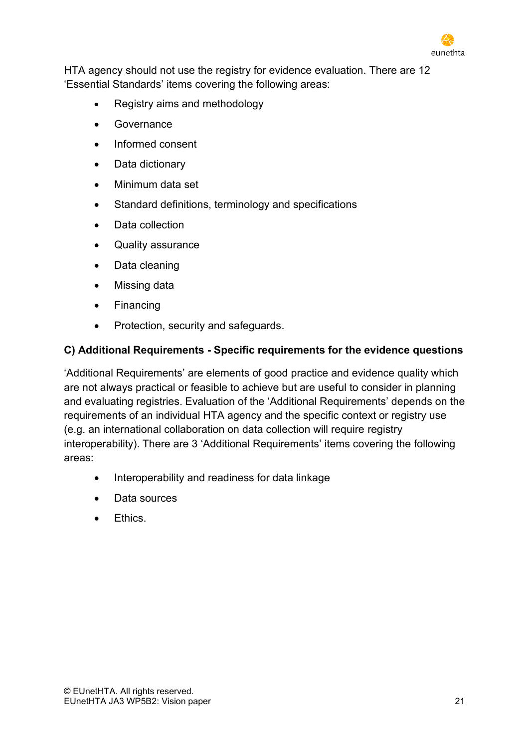HTA agency should not use the registry for evidence evaluation. There are 12 'Essential Standards' items covering the following areas:

- Registry aims and methodology
- Governance
- Informed consent
- Data dictionary
- Minimum data set
- Standard definitions, terminology and specifications
- Data collection
- Quality assurance
- Data cleaning
- Missing data
- Financing
- Protection, security and safeguards.

**C) Additional Requirements - Specific requirements for the evidence questions**

'Additional Requirements' are elements of good practice and evidence quality which are not always practical or feasible to achieve but are useful to consider in planning and evaluating registries. Evaluation of the 'Additional Requirements' depends on the requirements of an individual HTA agency and the specific context or registry use (e.g. an international collaboration on data collection will require registry interoperability). There are 3 'Additional Requirements' items covering the following areas:

- Interoperability and readiness for data linkage
- Data sources
- Ethics.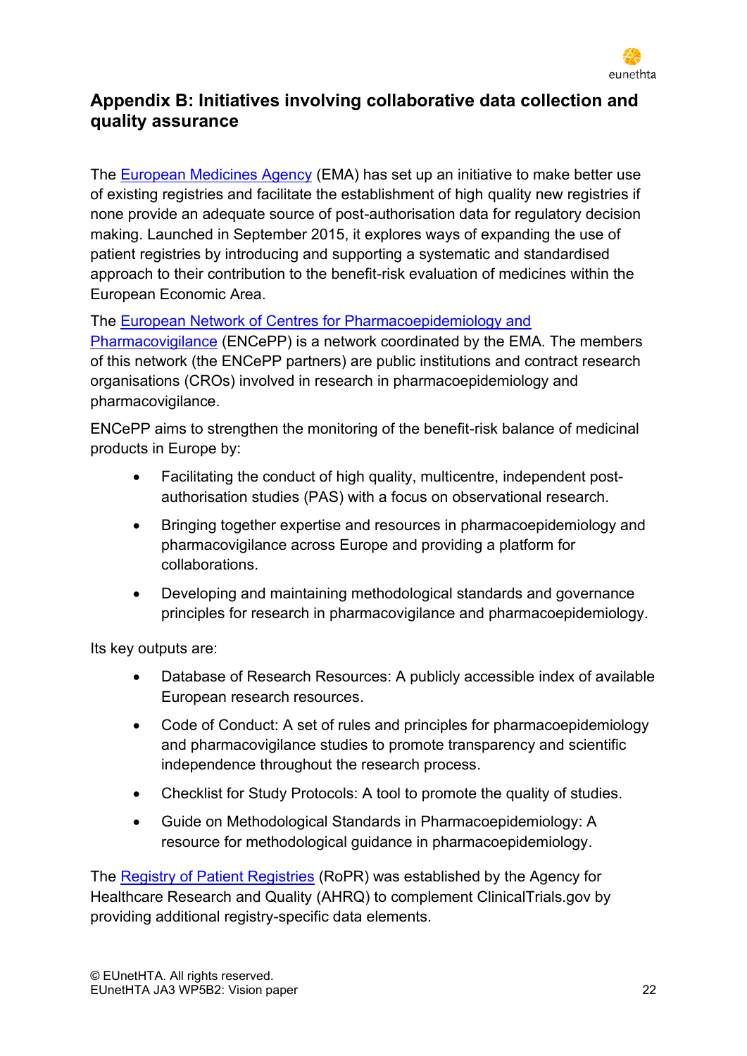## Appendix B: Initiatives involving collaborative data collection and quality assurance

The European Medicines Agency (EMA) has set up an initiative to make better use of existing registries and facilitate the establishment of high quality new registries if none provide an adequate source of post-authorisation data for regulatory decision making. Launched in September 2015, it explores ways of expanding the use of patient registries by introducing and supporting a systematic and standardised approach to their contribution to the benefit-risk evaluation of medicines within the European Economic Area.

The European Network of Centres for Pharmacoepidemiology and Pharmacovigilance (ENCePP) is a network coordinated by the EMA. The members of this network (the ENCePP partners) are public institutions and contract research organisations (CROs) involved in research in pharmacoepidemiology and pharmacovigilance.

ENCePP aims to strengthen the monitoring of the benefit-risk balance of medicinal products in Europe by:

- Facilitating the conduct of high quality, multicentre, independent post-authorisation studies (PAS) with a focus on observational research.
- Bringing together expertise and resources in pharmacoepidemiology and pharmacovigilance across Europe and providing a platform for collaborations.
- Developing and maintaining methodological standards and governance principles for research in pharmacovigilance and pharmacoepidemiology.

Its key outputs are:

- Database of Research Resources: A publicly accessible index of available European research resources.
- Code of Conduct: A set of rules and principles for pharmacoepidemiology and pharmacovigilance studies to promote transparency and scientific independence throughout the research process.
- Checklist for Study Protocols: A tool to promote the quality of studies.
- Guide on Methodological Standards in Pharmacoepidemiology: A resource for methodological guidance in pharmacoepidemiology.

The Registry of Patient Registries (RoPR) was established by the Agency for Healthcare Research and Quality (AHRQ) to complement ClinicalTrials.gov by providing additional registry-specific data elements.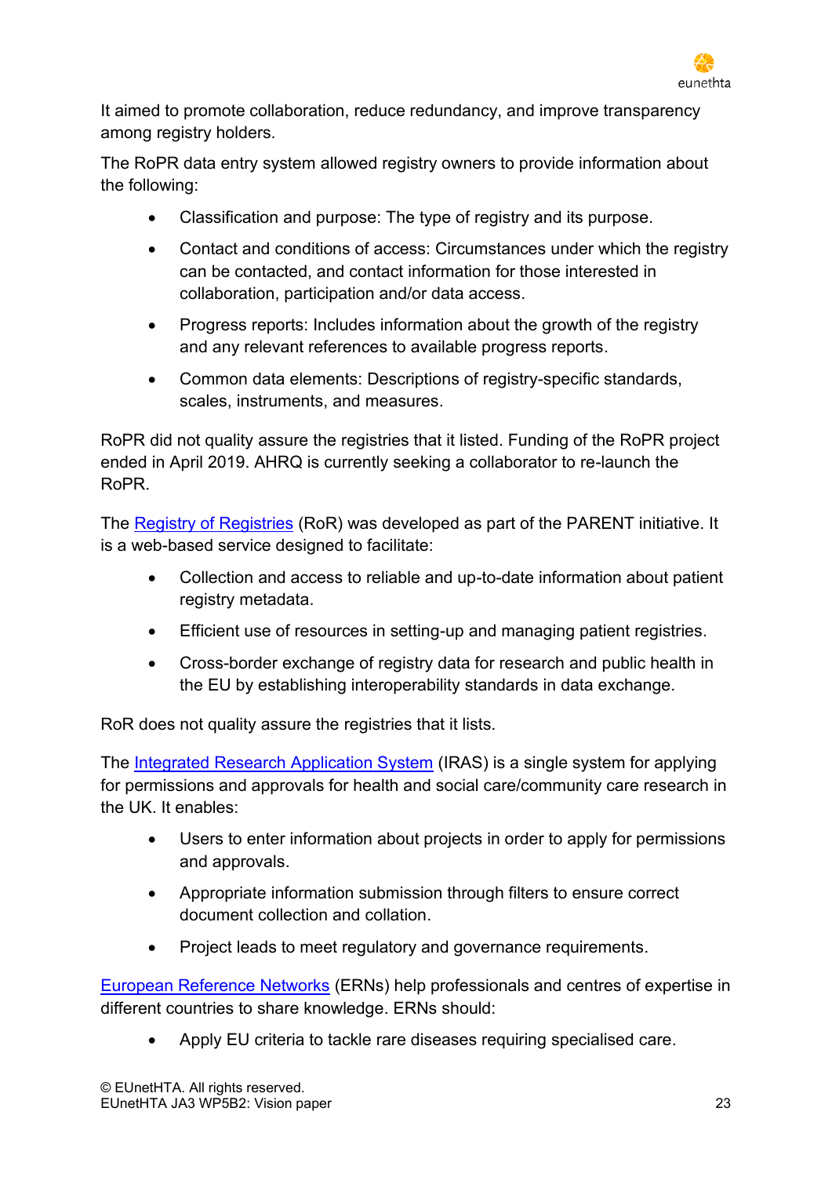It aimed to promote collaboration, reduce redundancy, and improve transparency among registry holders.

The RoPR data entry system allowed registry owners to provide information about the following:

- Classification and purpose: The type of registry and its purpose.
- Contact and conditions of access: Circumstances under which the registry can be contacted, and contact information for those interested in collaboration, participation and/or data access.
- Progress reports: Includes information about the growth of the registry and any relevant references to available progress reports.
- Common data elements: Descriptions of registry-specific standards, scales, instruments, and measures.

RoPR did not quality assure the registries that it listed. Funding of the RoPR project ended in April 2019. AHRQ is currently seeking a collaborator to re-launch the RoPR.

The Registry of Registries (RoR) was developed as part of the PARENT initiative. It is a web-based service designed to facilitate:

- Collection and access to reliable and up-to-date information about patient registry metadata.
- Efficient use of resources in setting-up and managing patient registries.
- Cross-border exchange of registry data for research and public health in the EU by establishing interoperability standards in data exchange.

RoR does not quality assure the registries that it lists.

The Integrated Research Application System (IRAS) is a single system for applying for permissions and approvals for health and social care/community care research in the UK. It enables:

- Users to enter information about projects in order to apply for permissions and approvals.
- Appropriate information submission through filters to ensure correct document collection and collation.
- Project leads to meet regulatory and governance requirements.

European Reference Networks (ERNs) help professionals and centres of expertise in different countries to share knowledge. ERNs should:

- Apply EU criteria to tackle rare diseases requiring specialised care.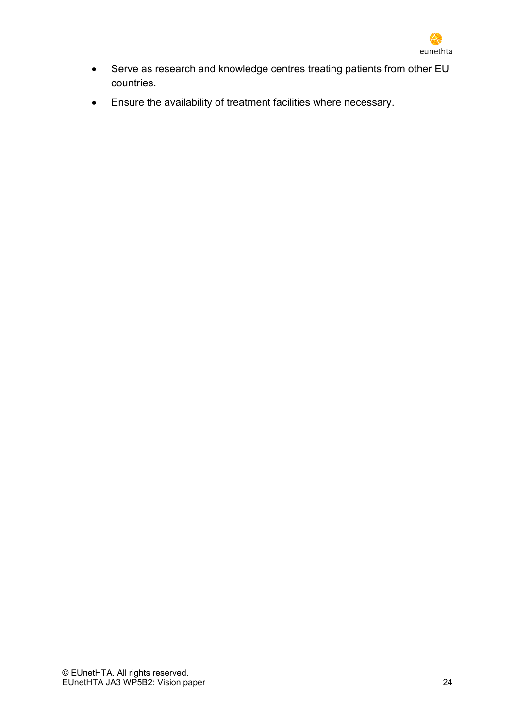- Serve as research and knowledge centres treating patients from other EU countries.
- Ensure the availability of treatment facilities where necessary.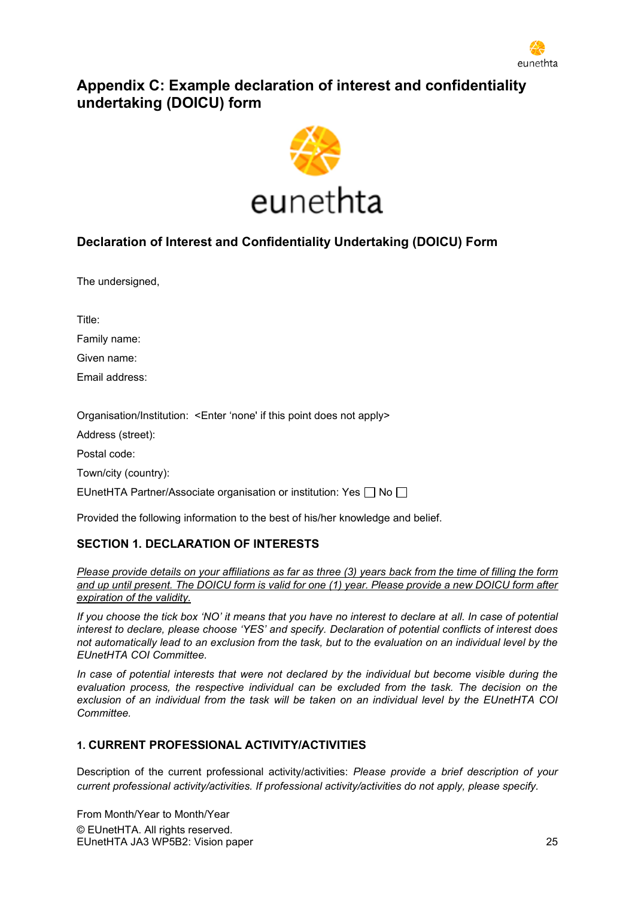## Appendix C: Example declaration of interest and confidentiality undertaking (DOICU) form

### Declaration of Interest and Confidentiality Undertaking (DOICU) Form

The undersigned,

Title:

Family name:

Given name:

Email address:

Organisation/Institution: <Enter 'none' if this point does not apply>

Address (street):

Postal code:

Town/city (country):

EUnetHTA Partner/Associate organisation or institution: Yes ☐ No ☐

Provided the following information to the best of his/her knowledge and belief.

### SECTION 1. DECLARATION OF INTERESTS

*Please provide details on your affiliations as far as three (3) years back from the time of filling the form and up until present. The DOICU form is valid for one (1) year. Please provide a new DOICU form after expiration of the validity.*

*If you choose the tick box 'NO' it means that you have no interest to declare at all. In case of potential interest to declare, please choose 'YES' and specify. Declaration of potential conflicts of interest does not automatically lead to an exclusion from the task, but to the evaluation on an individual level by the EUnetHTA COI Committee.*

*In case of potential interests that were not declared by the individual but become visible during the evaluation process, the respective individual can be excluded from the task. The decision on the exclusion of an individual from the task will be taken on an individual level by the EUnetHTA COI Committee.*

#### 1. CURRENT PROFESSIONAL ACTIVITY/ACTIVITIES

Description of the current professional activity/activities: *Please provide a brief description of your current professional activity/activities. If professional activity/activities do not apply, please specify.*

From Month/Year to Month/Year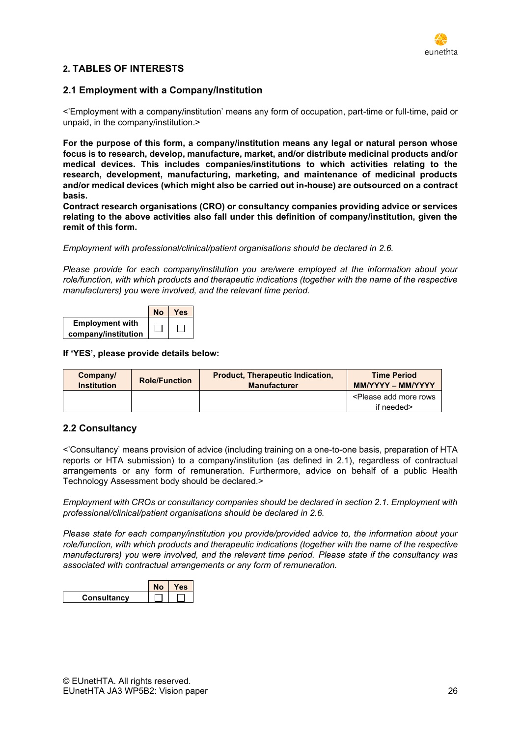## 2. TABLES OF INTERESTS

### 2.1 Employment with a Company/Institution

<'Employment with a company/institution' means any form of occupation, part-time or full-time, paid or unpaid, in the company/institution.>

**For the purpose of this form, a company/institution means any legal or natural person whose focus is to research, develop, manufacture, market, and/or distribute medicinal products and/or medical devices. This includes companies/institutions to which activities relating to the research, development, manufacturing, marketing, and maintenance of medicinal products and/or medical devices (which might also be carried out in-house) are outsourced on a contract basis.**
**Contract research organisations (CRO) or consultancy companies providing advice or services relating to the above activities also fall under this definition of company/institution, given the remit of this form.**

*Employment with professional/clinical/patient organisations should be declared in 2.6.*

*Please provide for each company/institution you are/were employed at the information about your role/function, with which products and therapeutic indications (together with the name of the respective manufacturers) you were involved, and the relevant time period.*

| | No | Yes |
|---|---|---|
| **Employment with company/institution** | ☐ | ☐ |

**If 'YES', please provide details below:**

| Company/ Institution | Role/Function | Product, Therapeutic Indication, Manufacturer | Time Period MM/YYYY – MM/YYYY |
|---|---|---|---|
| | | | <Please add more rows if needed> |

### 2.2 Consultancy

<'Consultancy' means provision of advice (including training on a one-to-one basis, preparation of HTA reports or HTA submission) to a company/institution (as defined in 2.1), regardless of contractual arrangements or any form of remuneration. Furthermore, advice on behalf of a public Health Technology Assessment body should be declared.>

*Employment with CROs or consultancy companies should be declared in section 2.1. Employment with professional/clinical/patient organisations should be declared in 2.6.*

*Please state for each company/institution you provide/provided advice to, the information about your role/function, with which products and therapeutic indications (together with the name of the respective manufacturers) you were involved, and the relevant time period. Please state if the consultancy was associated with contractual arrangements or any form of remuneration.*

| | No | Yes |
|---|---|---|
| **Consultancy** | ☐ | ☐ |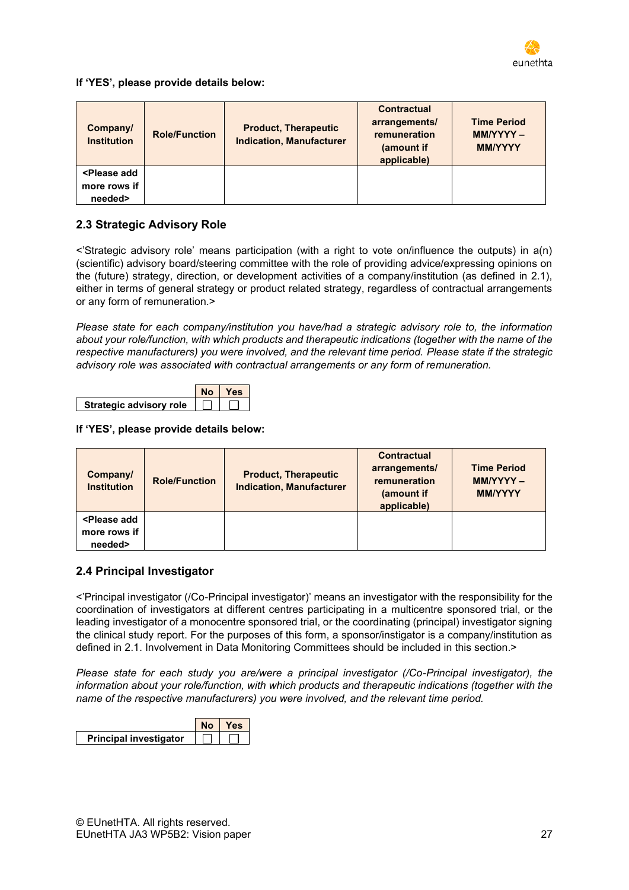**If 'YES', please provide details below:**

| Company/ Institution | Role/Function | Product, Therapeutic Indication, Manufacturer | Contractual arrangements/ remuneration (amount if applicable) | Time Period MM/YYYY – MM/YYYY |
|---|---|---|---|---|
| <Please add more rows if needed> | | | | |

## 2.3 Strategic Advisory Role

<'Strategic advisory role' means participation (with a right to vote on/influence the outputs) in a(n) (scientific) advisory board/steering committee with the role of providing advice/expressing opinions on the (future) strategy, direction, or development activities of a company/institution (as defined in 2.1), either in terms of general strategy or product related strategy, regardless of contractual arrangements or any form of remuneration.>

*Please state for each company/institution you have/had a strategic advisory role to, the information about your role/function, with which products and therapeutic indications (together with the name of the respective manufacturers) you were involved, and the relevant time period. Please state if the strategic advisory role was associated with contractual arrangements or any form of remuneration.*

| | No | Yes |
|---|---|---|
| Strategic advisory role | ☐ | ☐ |

**If 'YES', please provide details below:**

| Company/ Institution | Role/Function | Product, Therapeutic Indication, Manufacturer | Contractual arrangements/ remuneration (amount if applicable) | Time Period MM/YYYY – MM/YYYY |
|---|---|---|---|---|
| <Please add more rows if needed> | | | | |

## 2.4 Principal Investigator

<'Principal investigator (/Co-Principal investigator)' means an investigator with the responsibility for the coordination of investigators at different centres participating in a multicentre sponsored trial, or the leading investigator of a monocentre sponsored trial, or the coordinating (principal) investigator signing the clinical study report. For the purposes of this form, a sponsor/instigator is a company/institution as defined in 2.1. Involvement in Data Monitoring Committees should be included in this section.>

*Please state for each study you are/were a principal investigator (/Co-Principal investigator), the information about your role/function, with which products and therapeutic indications (together with the name of the respective manufacturers) you were involved, and the relevant time period.*

| | No | Yes |
|---|---|---|
| Principal investigator | ☐ | ☐ |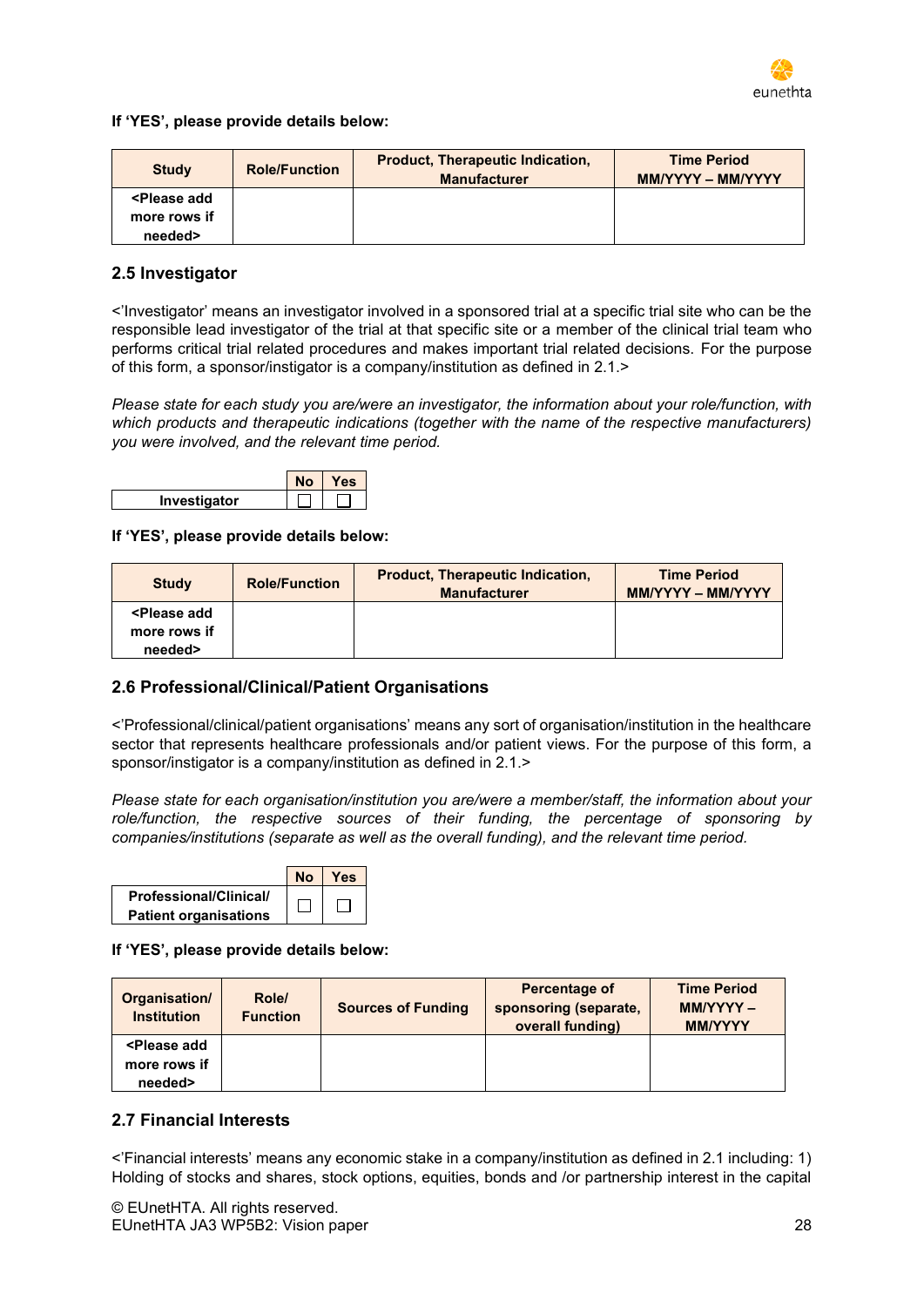**If 'YES', please provide details below:**

| Study | Role/Function | Product, Therapeutic Indication, Manufacturer | Time Period MM/YYYY – MM/YYYY |
|---|---|---|---|
| <Please add more rows if needed> | | | |

### 2.5 Investigator

<'Investigator' means an investigator involved in a sponsored trial at a specific trial site who can be the responsible lead investigator of the trial at that specific site or a member of the clinical trial team who performs critical trial related procedures and makes important trial related decisions. For the purpose of this form, a sponsor/instigator is a company/institution as defined in 2.1.>

*Please state for each study you are/were an investigator, the information about your role/function, with which products and therapeutic indications (together with the name of the respective manufacturers) you were involved, and the relevant time period.*

| | No | Yes |
|---|---|---|
| Investigator | ☐ | ☐ |

**If 'YES', please provide details below:**

| Study | Role/Function | Product, Therapeutic Indication, Manufacturer | Time Period MM/YYYY – MM/YYYY |
|---|---|---|---|
| <Please add more rows if needed> | | | |

### 2.6 Professional/Clinical/Patient Organisations

<'Professional/clinical/patient organisations' means any sort of organisation/institution in the healthcare sector that represents healthcare professionals and/or patient views. For the purpose of this form, a sponsor/instigator is a company/institution as defined in 2.1.>

*Please state for each organisation/institution you are/were a member/staff, the information about your role/function, the respective sources of their funding, the percentage of sponsoring by companies/institutions (separate as well as the overall funding), and the relevant time period.*

| | No | Yes |
|---|---|---|
| Professional/Clinical/ Patient organisations | ☐ | ☐ |

**If 'YES', please provide details below:**

| Organisation/ Institution | Role/ Function | Sources of Funding | Percentage of sponsoring (separate, overall funding) | Time Period MM/YYYY – MM/YYYY |
|---|---|---|---|---|
| <Please add more rows if needed> | | | | |

### 2.7 Financial Interests

<'Financial interests' means any economic stake in a company/institution as defined in 2.1 including: 1) Holding of stocks and shares, stock options, equities, bonds and /or partnership interest in the capital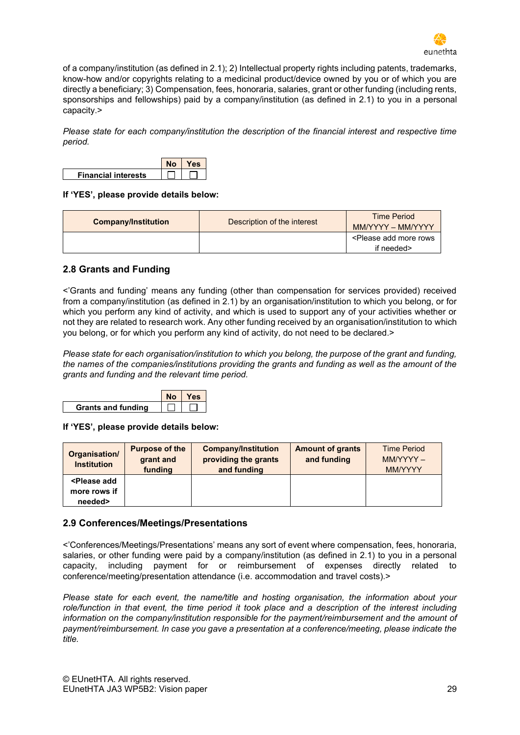of a company/institution (as defined in 2.1); 2) Intellectual property rights including patents, trademarks, know-how and/or copyrights relating to a medicinal product/device owned by you or of which you are directly a beneficiary; 3) Compensation, fees, honoraria, salaries, grant or other funding (including rents, sponsorships and fellowships) paid by a company/institution (as defined in 2.1) to you in a personal capacity.>

*Please state for each company/institution the description of the financial interest and respective time period.*

| | No | Yes |
|---|---|---|
| **Financial interests** | ☐ | ☐ |

**If 'YES', please provide details below:**

| **Company/Institution** | Description of the interest | Time Period MM/YYYY – MM/YYYY |
|---|---|---|
| | | <Please add more rows if needed> |

## 2.8 Grants and Funding

<'Grants and funding' means any funding (other than compensation for services provided) received from a company/institution (as defined in 2.1) by an organisation/institution to which you belong, or for which you perform any kind of activity, and which is used to support any of your activities whether or not they are related to research work. Any other funding received by an organisation/institution to which you belong, or for which you perform any kind of activity, do not need to be declared.>

*Please state for each organisation/institution to which you belong, the purpose of the grant and funding, the names of the companies/institutions providing the grants and funding as well as the amount of the grants and funding and the relevant time period.*

| | No | Yes |
|---|---|---|
| **Grants and funding** | ☐ | ☐ |

**If 'YES', please provide details below:**

| **Organisation/ Institution** | **Purpose of the grant and funding** | **Company/Institution providing the grants and funding** | **Amount of grants and funding** | Time Period MM/YYYY – MM/YYYY |
|---|---|---|---|---|
| **<Please add more rows if needed>** | | | | |

## 2.9 Conferences/Meetings/Presentations

<'Conferences/Meetings/Presentations' means any sort of event where compensation, fees, honoraria, salaries, or other funding were paid by a company/institution (as defined in 2.1) to you in a personal capacity, including payment for or reimbursement of expenses directly related to conference/meeting/presentation attendance (i.e. accommodation and travel costs).>

*Please state for each event, the name/title and hosting organisation, the information about your role/function in that event, the time period it took place and a description of the interest including information on the company/institution responsible for the payment/reimbursement and the amount of payment/reimbursement. In case you gave a presentation at a conference/meeting, please indicate the title.*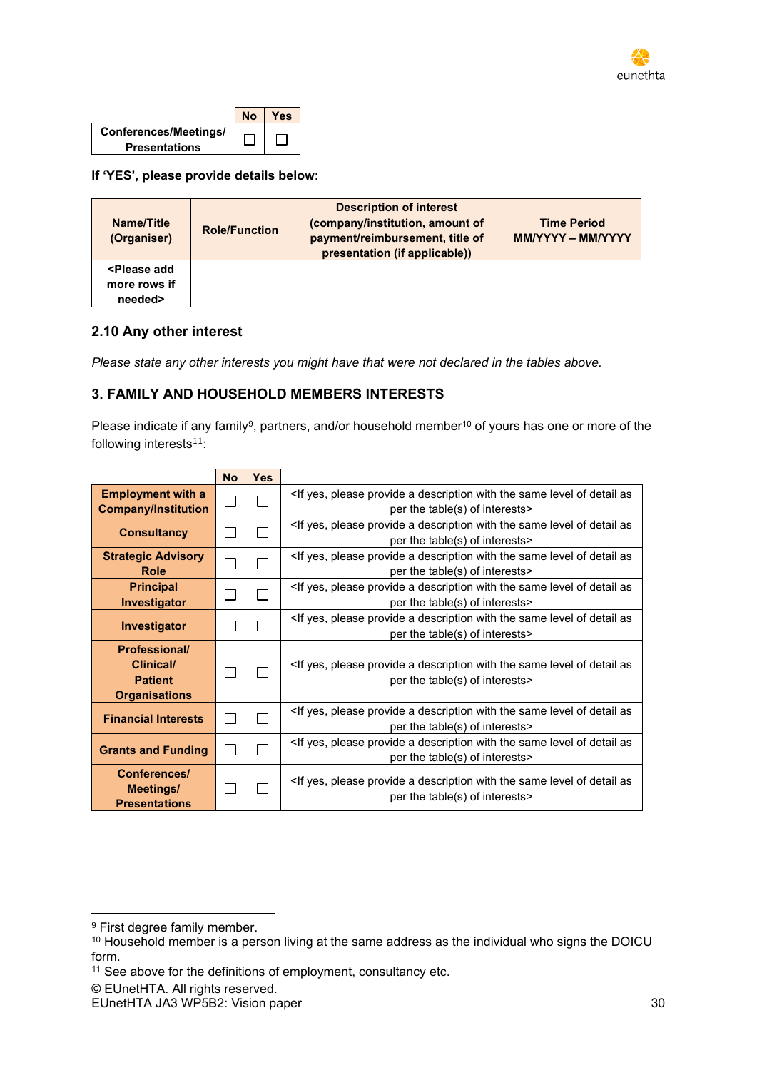| | No | Yes |
|---|---|---|
| **Conferences/Meetings/ Presentations** | ☐ | ☐ |

**If 'YES', please provide details below:**

| Name/Title (Organiser) | Role/Function | Description of interest (company/institution, amount of payment/reimbursement, title of presentation (if applicable)) | Time Period MM/YYYY – MM/YYYY |
|---|---|---|---|
| **<Please add more rows if needed>** | | | |

## 2.10 Any other interest

*Please state any other interests you might have that were not declared in the tables above.*

## 3. FAMILY AND HOUSEHOLD MEMBERS INTERESTS

Please indicate if any family[9], partners, and/or household member[10] of yours has one or more of the following interests[11]:

| | No | Yes | |
|---|---|---|---|
| **Employment with a Company/Institution** | ☐ | ☐ | <If yes, please provide a description with the same level of detail as per the table(s) of interests> |
| **Consultancy** | ☐ | ☐ | <If yes, please provide a description with the same level of detail as per the table(s) of interests> |
| **Strategic Advisory Role** | ☐ | ☐ | <If yes, please provide a description with the same level of detail as per the table(s) of interests> |
| **Principal Investigator** | ☐ | ☐ | <If yes, please provide a description with the same level of detail as per the table(s) of interests> |
| **Investigator** | ☐ | ☐ | <If yes, please provide a description with the same level of detail as per the table(s) of interests> |
| **Professional/ Clinical/ Patient Organisations** | ☐ | ☐ | <If yes, please provide a description with the same level of detail as per the table(s) of interests> |
| **Financial Interests** | ☐ | ☐ | <If yes, please provide a description with the same level of detail as per the table(s) of interests> |
| **Grants and Funding** | ☐ | ☐ | <If yes, please provide a description with the same level of detail as per the table(s) of interests> |
| **Conferences/ Meetings/ Presentations** | ☐ | ☐ | <If yes, please provide a description with the same level of detail as per the table(s) of interests> |

[9] First degree family member.

[10] Household member is a person living at the same address as the individual who signs the DOICU form.

[11] See above for the definitions of employment, consultancy etc.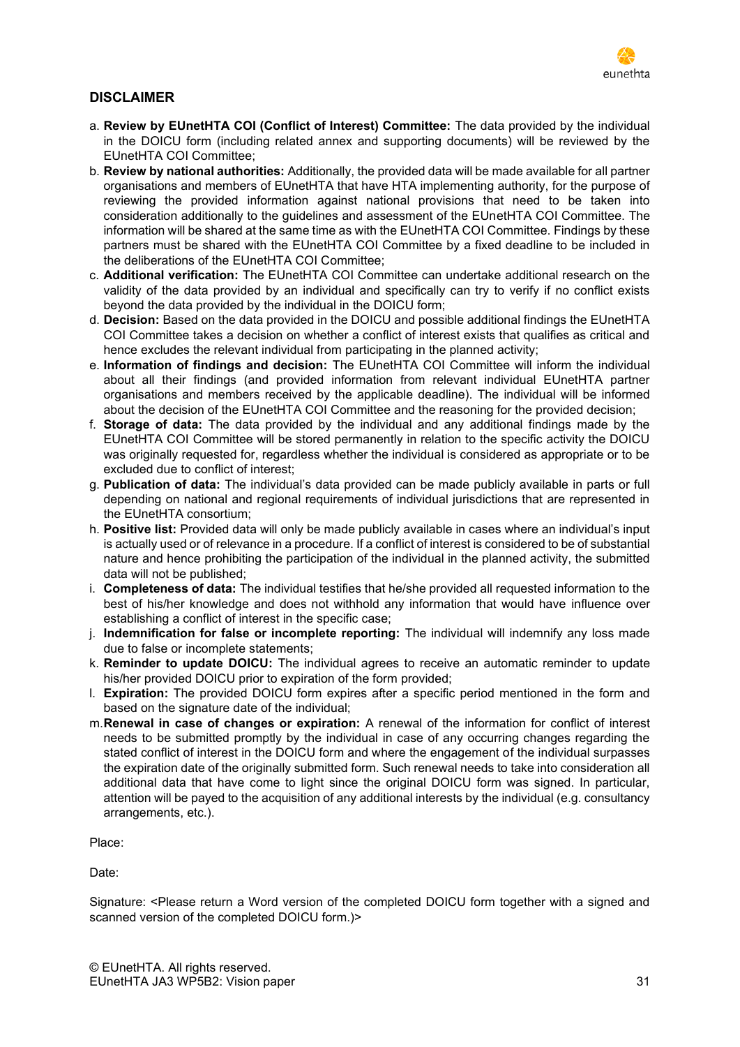## DISCLAIMER

a. **Review by EUnetHTA COI (Conflict of Interest) Committee:** The data provided by the individual in the DOICU form (including related annex and supporting documents) will be reviewed by the EUnetHTA COI Committee;
b. **Review by national authorities:** Additionally, the provided data will be made available for all partner organisations and members of EUnetHTA that have HTA implementing authority, for the purpose of reviewing the provided information against national provisions that need to be taken into consideration additionally to the guidelines and assessment of the EUnetHTA COI Committee. The information will be shared at the same time as with the EUnetHTA COI Committee. Findings by these partners must be shared with the EUnetHTA COI Committee by a fixed deadline to be included in the deliberations of the EUnetHTA COI Committee;
c. **Additional verification:** The EUnetHTA COI Committee can undertake additional research on the validity of the data provided by an individual and specifically can try to verify if no conflict exists beyond the data provided by the individual in the DOICU form;
d. **Decision:** Based on the data provided in the DOICU and possible additional findings the EUnetHTA COI Committee takes a decision on whether a conflict of interest exists that qualifies as critical and hence excludes the relevant individual from participating in the planned activity;
e. **Information of findings and decision:** The EUnetHTA COI Committee will inform the individual about all their findings (and provided information from relevant individual EUnetHTA partner organisations and members received by the applicable deadline). The individual will be informed about the decision of the EUnetHTA COI Committee and the reasoning for the provided decision;
f. **Storage of data:** The data provided by the individual and any additional findings made by the EUnetHTA COI Committee will be stored permanently in relation to the specific activity the DOICU was originally requested for, regardless whether the individual is considered as appropriate or to be excluded due to conflict of interest;
g. **Publication of data:** The individual's data provided can be made publicly available in parts or full depending on national and regional requirements of individual jurisdictions that are represented in the EUnetHTA consortium;
h. **Positive list:** Provided data will only be made publicly available in cases where an individual's input is actually used or of relevance in a procedure. If a conflict of interest is considered to be of substantial nature and hence prohibiting the participation of the individual in the planned activity, the submitted data will not be published;
i. **Completeness of data:** The individual testifies that he/she provided all requested information to the best of his/her knowledge and does not withhold any information that would have influence over establishing a conflict of interest in the specific case;
j. **Indemnification for false or incomplete reporting:** The individual will indemnify any loss made due to false or incomplete statements;
k. **Reminder to update DOICU:** The individual agrees to receive an automatic reminder to update his/her provided DOICU prior to expiration of the form provided;
l. **Expiration:** The provided DOICU form expires after a specific period mentioned in the form and based on the signature date of the individual;
m. **Renewal in case of changes or expiration:** A renewal of the information for conflict of interest needs to be submitted promptly by the individual in case of any occurring changes regarding the stated conflict of interest in the DOICU form and where the engagement of the individual surpasses the expiration date of the originally submitted form. Such renewal needs to take into consideration all additional data that have come to light since the original DOICU form was signed. In particular, attention will be payed to the acquisition of any additional interests by the individual (e.g. consultancy arrangements, etc.).

Place:

Date:

Signature: <Please return a Word version of the completed DOICU form together with a signed and scanned version of the completed DOICU form.)>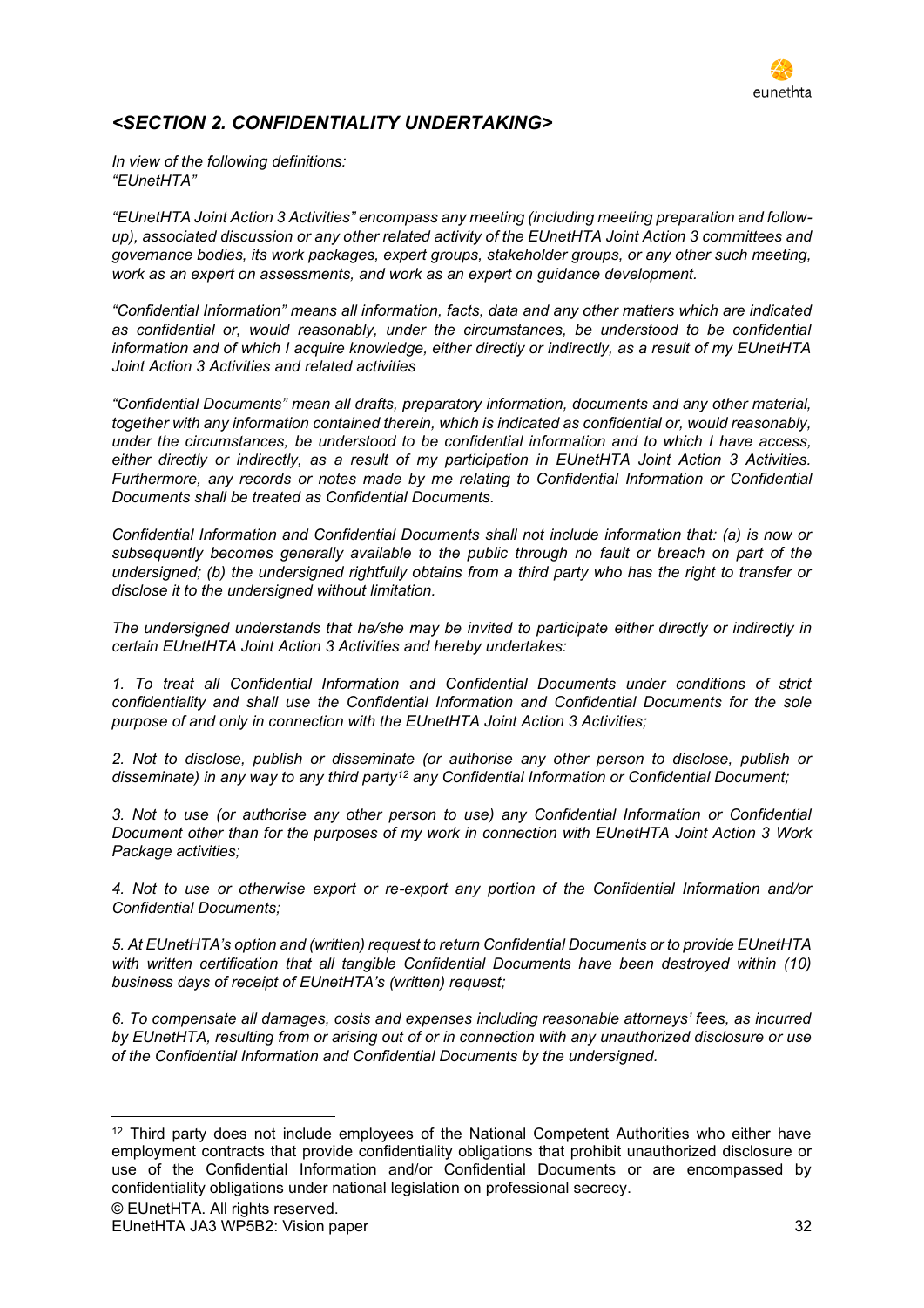## *<SECTION 2. CONFIDENTIALITY UNDERTAKING>*

*In view of the following definitions:*
*"EUnetHTA"*

*"EUnetHTA Joint Action 3 Activities" encompass any meeting (including meeting preparation and follow-up), associated discussion or any other related activity of the EUnetHTA Joint Action 3 committees and governance bodies, its work packages, expert groups, stakeholder groups, or any other such meeting, work as an expert on assessments, and work as an expert on guidance development.*

*"Confidential Information" means all information, facts, data and any other matters which are indicated as confidential or, would reasonably, under the circumstances, be understood to be confidential information and of which I acquire knowledge, either directly or indirectly, as a result of my EUnetHTA Joint Action 3 Activities and related activities*

*"Confidential Documents" mean all drafts, preparatory information, documents and any other material, together with any information contained therein, which is indicated as confidential or, would reasonably, under the circumstances, be understood to be confidential information and to which I have access, either directly or indirectly, as a result of my participation in EUnetHTA Joint Action 3 Activities. Furthermore, any records or notes made by me relating to Confidential Information or Confidential Documents shall be treated as Confidential Documents.*

*Confidential Information and Confidential Documents shall not include information that: (a) is now or subsequently becomes generally available to the public through no fault or breach on part of the undersigned; (b) the undersigned rightfully obtains from a third party who has the right to transfer or disclose it to the undersigned without limitation.*

*The undersigned understands that he/she may be invited to participate either directly or indirectly in certain EUnetHTA Joint Action 3 Activities and hereby undertakes:*

*1. To treat all Confidential Information and Confidential Documents under conditions of strict confidentiality and shall use the Confidential Information and Confidential Documents for the sole purpose of and only in connection with the EUnetHTA Joint Action 3 Activities;*

*2. Not to disclose, publish or disseminate (or authorise any other person to disclose, publish or disseminate) in any way to any third party[12] any Confidential Information or Confidential Document;*

*3. Not to use (or authorise any other person to use) any Confidential Information or Confidential Document other than for the purposes of my work in connection with EUnetHTA Joint Action 3 Work Package activities;*

*4. Not to use or otherwise export or re-export any portion of the Confidential Information and/or Confidential Documents;*

*5. At EUnetHTA's option and (written) request to return Confidential Documents or to provide EUnetHTA with written certification that all tangible Confidential Documents have been destroyed within (10) business days of receipt of EUnetHTA's (written) request;*

*6. To compensate all damages, costs and expenses including reasonable attorneys' fees, as incurred by EUnetHTA, resulting from or arising out of or in connection with any unauthorized disclosure or use of the Confidential Information and Confidential Documents by the undersigned.*

---

[12] Third party does not include employees of the National Competent Authorities who either have employment contracts that provide confidentiality obligations that prohibit unauthorized disclosure or use of the Confidential Information and/or Confidential Documents or are encompassed by confidentiality obligations under national legislation on professional secrecy.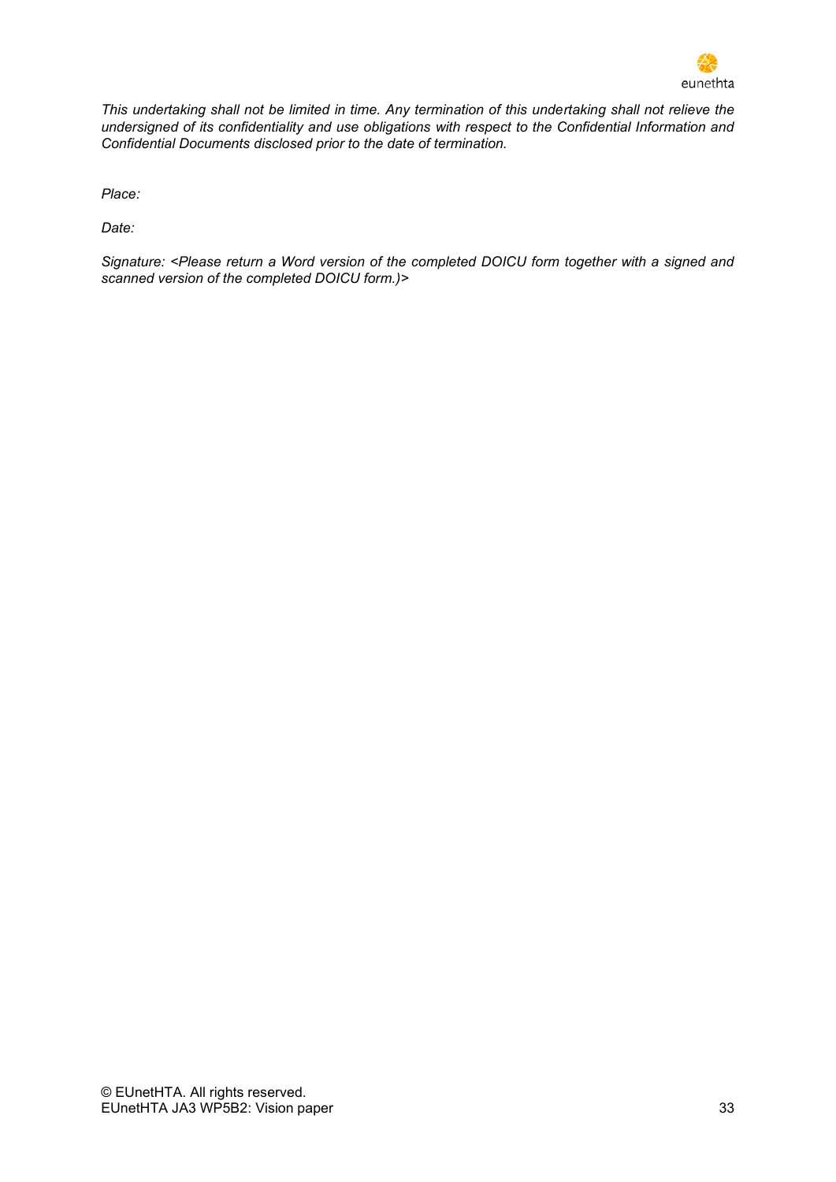*This undertaking shall not be limited in time. Any termination of this undertaking shall not relieve the undersigned of its confidentiality and use obligations with respect to the Confidential Information and Confidential Documents disclosed prior to the date of termination.*

*Place:*

*Date:*

*Signature: <Please return a Word version of the completed DOICU form together with a signed and scanned version of the completed DOICU form.)>*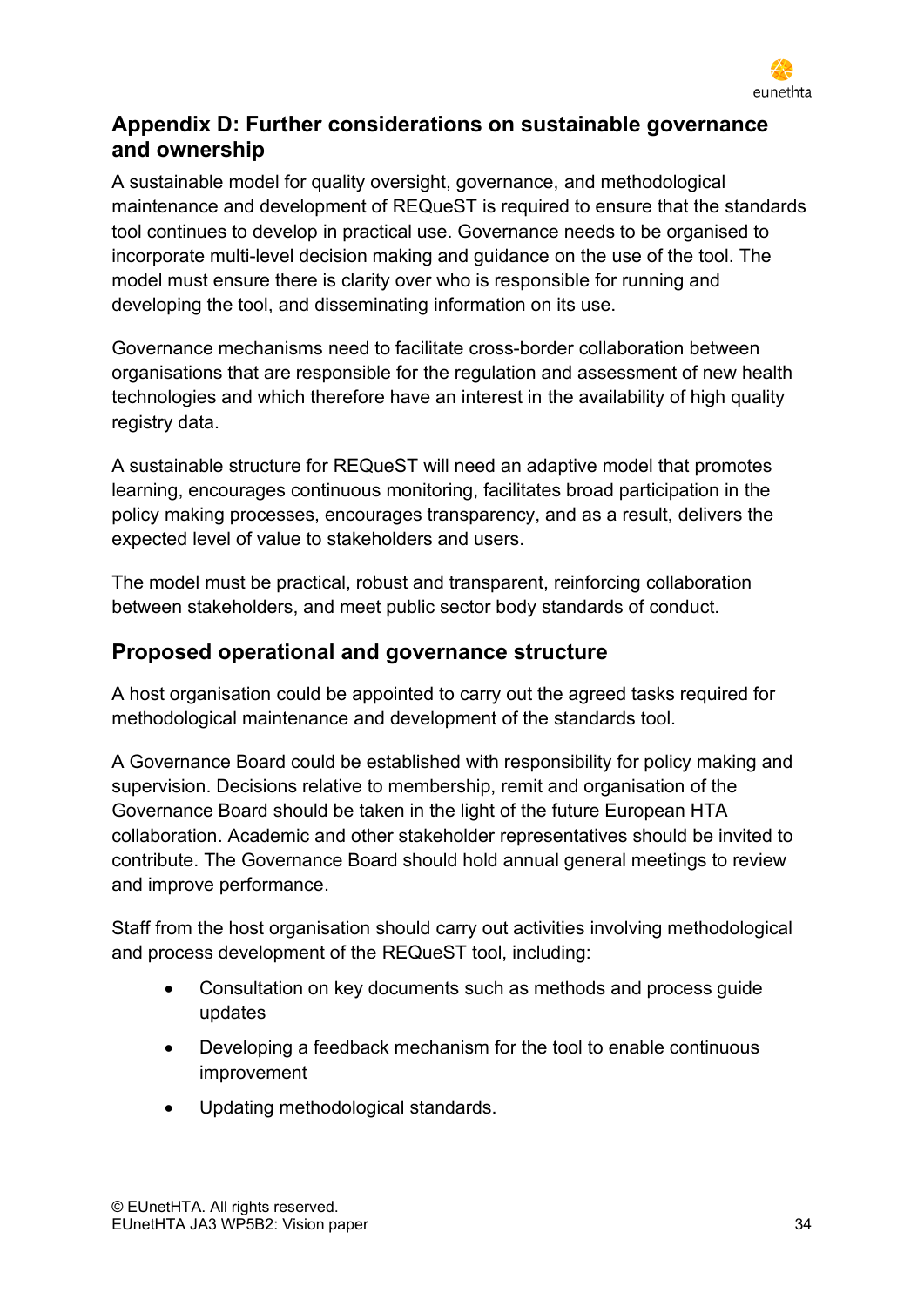## Appendix D: Further considerations on sustainable governance and ownership

A sustainable model for quality oversight, governance, and methodological maintenance and development of REQueST is required to ensure that the standards tool continues to develop in practical use. Governance needs to be organised to incorporate multi-level decision making and guidance on the use of the tool. The model must ensure there is clarity over who is responsible for running and developing the tool, and disseminating information on its use.

Governance mechanisms need to facilitate cross-border collaboration between organisations that are responsible for the regulation and assessment of new health technologies and which therefore have an interest in the availability of high quality registry data.

A sustainable structure for REQueST will need an adaptive model that promotes learning, encourages continuous monitoring, facilitates broad participation in the policy making processes, encourages transparency, and as a result, delivers the expected level of value to stakeholders and users.

The model must be practical, robust and transparent, reinforcing collaboration between stakeholders, and meet public sector body standards of conduct.

### Proposed operational and governance structure

A host organisation could be appointed to carry out the agreed tasks required for methodological maintenance and development of the standards tool.

A Governance Board could be established with responsibility for policy making and supervision. Decisions relative to membership, remit and organisation of the Governance Board should be taken in the light of the future European HTA collaboration. Academic and other stakeholder representatives should be invited to contribute. The Governance Board should hold annual general meetings to review and improve performance.

Staff from the host organisation should carry out activities involving methodological and process development of the REQueST tool, including:

- Consultation on key documents such as methods and process guide updates
- Developing a feedback mechanism for the tool to enable continuous improvement
- Updating methodological standards.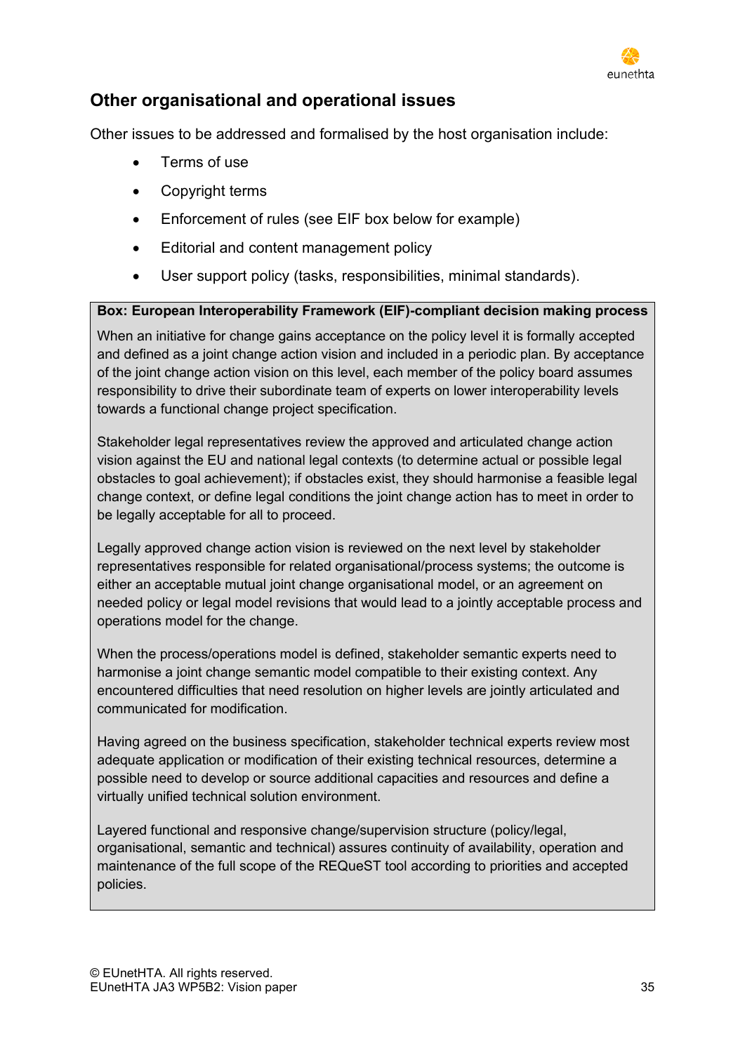## Other organisational and operational issues

Other issues to be addressed and formalised by the host organisation include:

- Terms of use
- Copyright terms
- Enforcement of rules (see EIF box below for example)
- Editorial and content management policy
- User support policy (tasks, responsibilities, minimal standards).

**Box: European Interoperability Framework (EIF)-compliant decision making process**

When an initiative for change gains acceptance on the policy level it is formally accepted and defined as a joint change action vision and included in a periodic plan. By acceptance of the joint change action vision on this level, each member of the policy board assumes responsibility to drive their subordinate team of experts on lower interoperability levels towards a functional change project specification.

Stakeholder legal representatives review the approved and articulated change action vision against the EU and national legal contexts (to determine actual or possible legal obstacles to goal achievement); if obstacles exist, they should harmonise a feasible legal change context, or define legal conditions the joint change action has to meet in order to be legally acceptable for all to proceed.

Legally approved change action vision is reviewed on the next level by stakeholder representatives responsible for related organisational/process systems; the outcome is either an acceptable mutual joint change organisational model, or an agreement on needed policy or legal model revisions that would lead to a jointly acceptable process and operations model for the change.

When the process/operations model is defined, stakeholder semantic experts need to harmonise a joint change semantic model compatible to their existing context. Any encountered difficulties that need resolution on higher levels are jointly articulated and communicated for modification.

Having agreed on the business specification, stakeholder technical experts review most adequate application or modification of their existing technical resources, determine a possible need to develop or source additional capacities and resources and define a virtually unified technical solution environment.

Layered functional and responsive change/supervision structure (policy/legal, organisational, semantic and technical) assures continuity of availability, operation and maintenance of the full scope of the REQueST tool according to priorities and accepted policies.